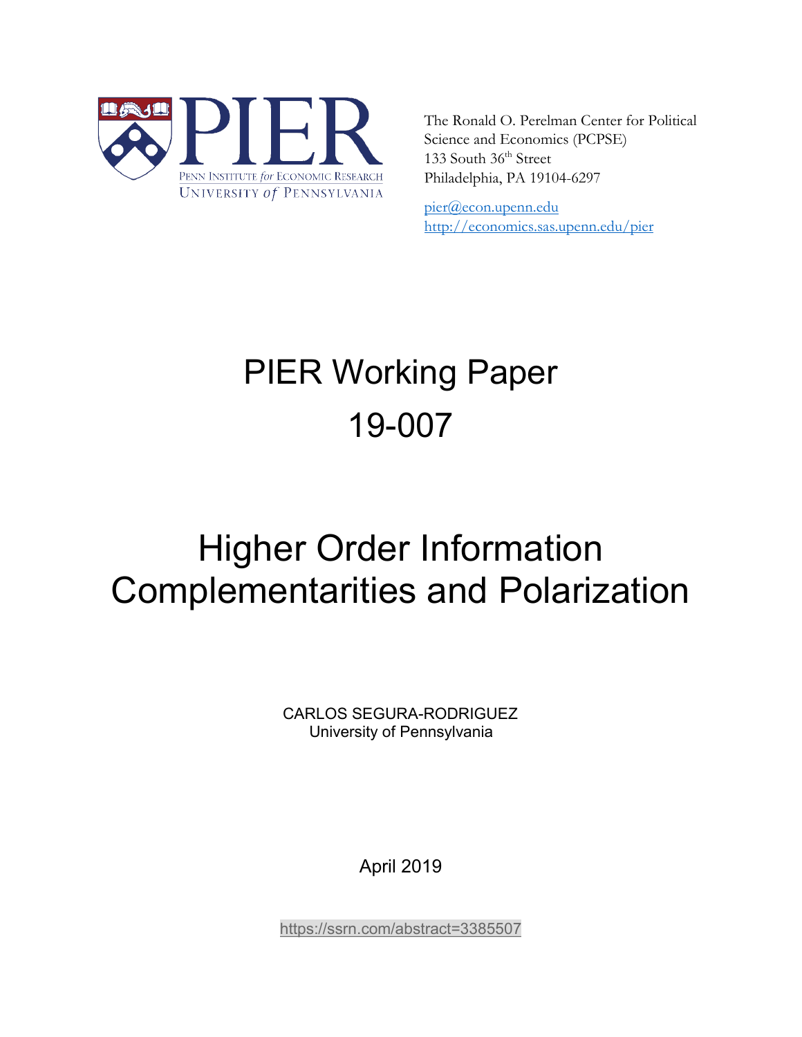The Ronald O. Perelman Center for Political Science and Economics (PCPSE)
133 South 36th Street
Philadelphia, PA 19104-6297

pier@econ.upenn.edu
http://economics.sas.upenn.edu/pier

# PIER Working Paper 19-007

# Higher Order Information Complementarities and Polarization

CARLOS SEGURA-RODRIGUEZ
University of Pennsylvania

April 2019

https://ssrn.com/abstract=3385507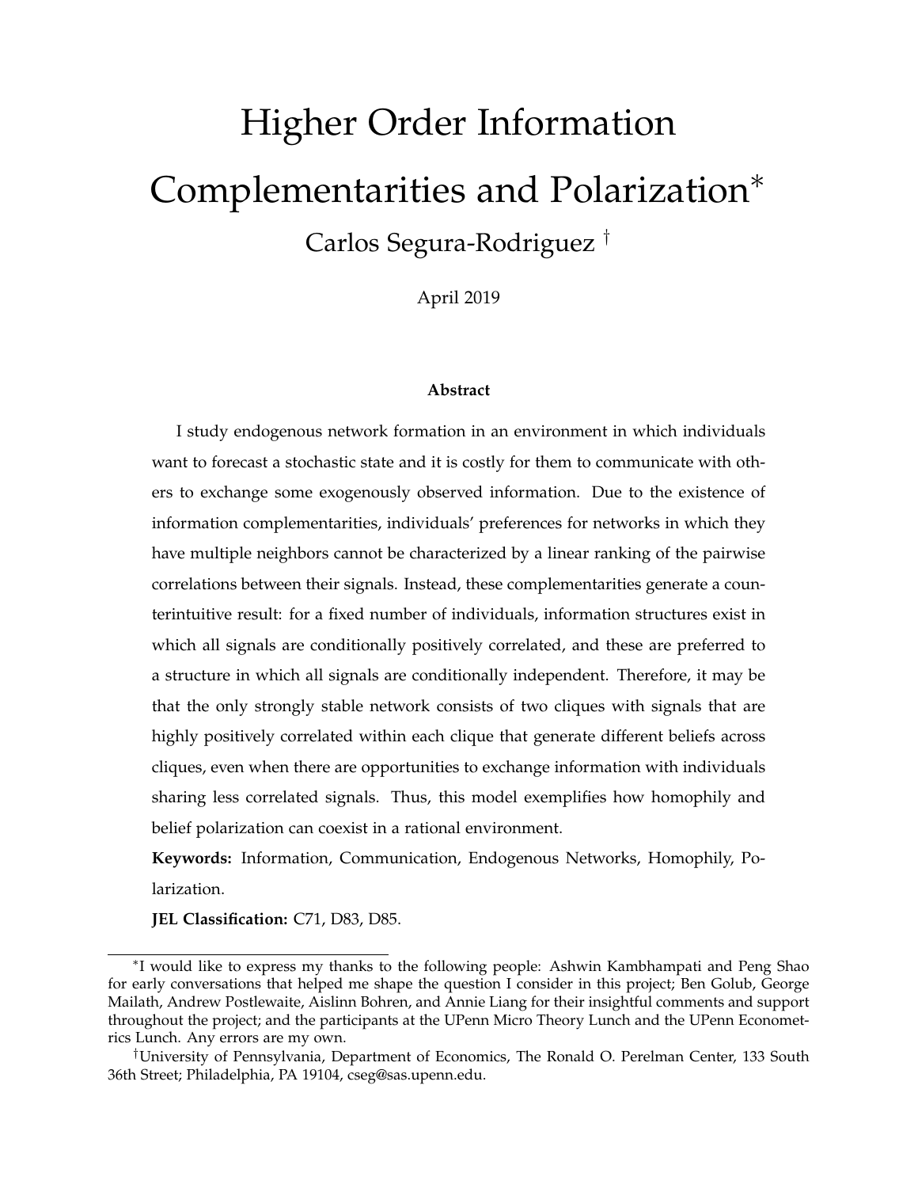# Higher Order Information Complementarities and Polarization*

Carlos Segura-Rodriguez †

April 2019

**Abstract**

I study endogenous network formation in an environment in which individuals want to forecast a stochastic state and it is costly for them to communicate with others to exchange some exogenously observed information. Due to the existence of information complementarities, individuals' preferences for networks in which they have multiple neighbors cannot be characterized by a linear ranking of the pairwise correlations between their signals. Instead, these complementarities generate a counterintuitive result: for a fixed number of individuals, information structures exist in which all signals are conditionally positively correlated, and these are preferred to a structure in which all signals are conditionally independent. Therefore, it may be that the only strongly stable network consists of two cliques with signals that are highly positively correlated within each clique that generate different beliefs across cliques, even when there are opportunities to exchange information with individuals sharing less correlated signals. Thus, this model exemplifies how homophily and belief polarization can coexist in a rational environment.

**Keywords:** Information, Communication, Endogenous Networks, Homophily, Polarization.

**JEL Classification:** C71, D83, D85.

---

*I would like to express my thanks to the following people: Ashwin Kambhampati and Peng Shao for early conversations that helped me shape the question I consider in this project; Ben Golub, George Mailath, Andrew Postlewaite, Aislinn Bohren, and Annie Liang for their insightful comments and support throughout the project; and the participants at the UPenn Micro Theory Lunch and the UPenn Econometrics Lunch. Any errors are my own.

†University of Pennsylvania, Department of Economics, The Ronald O. Perelman Center, 133 South 36th Street; Philadelphia, PA 19104, cseg@sas.upenn.edu.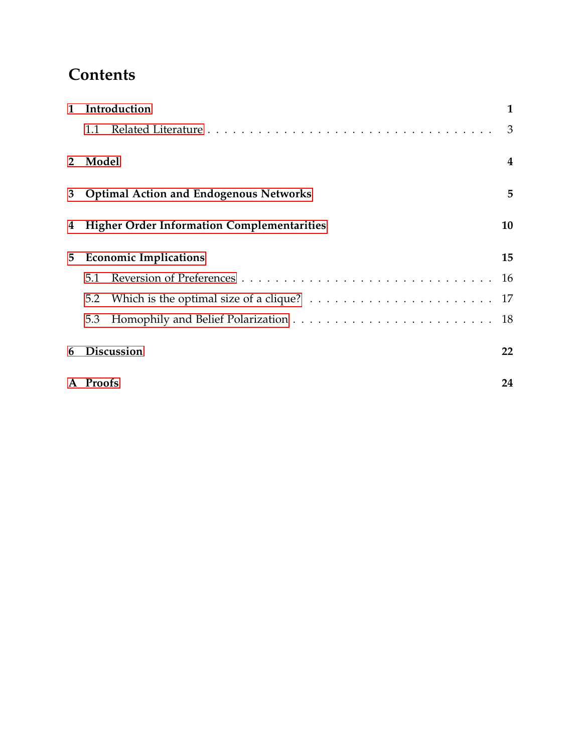# Contents

- 1 Introduction — 1
  - 1.1 Related Literature — 3
- 2 Model — 4
- 3 Optimal Action and Endogenous Networks — 5
- 4 Higher Order Information Complementarities — 10
- 5 Economic Implications — 15
  - 5.1 Reversion of Preferences — 16
  - 5.2 Which is the optimal size of a clique? — 17
  - 5.3 Homophily and Belief Polarization — 18
- 6 Discussion — 22
- A Proofs — 24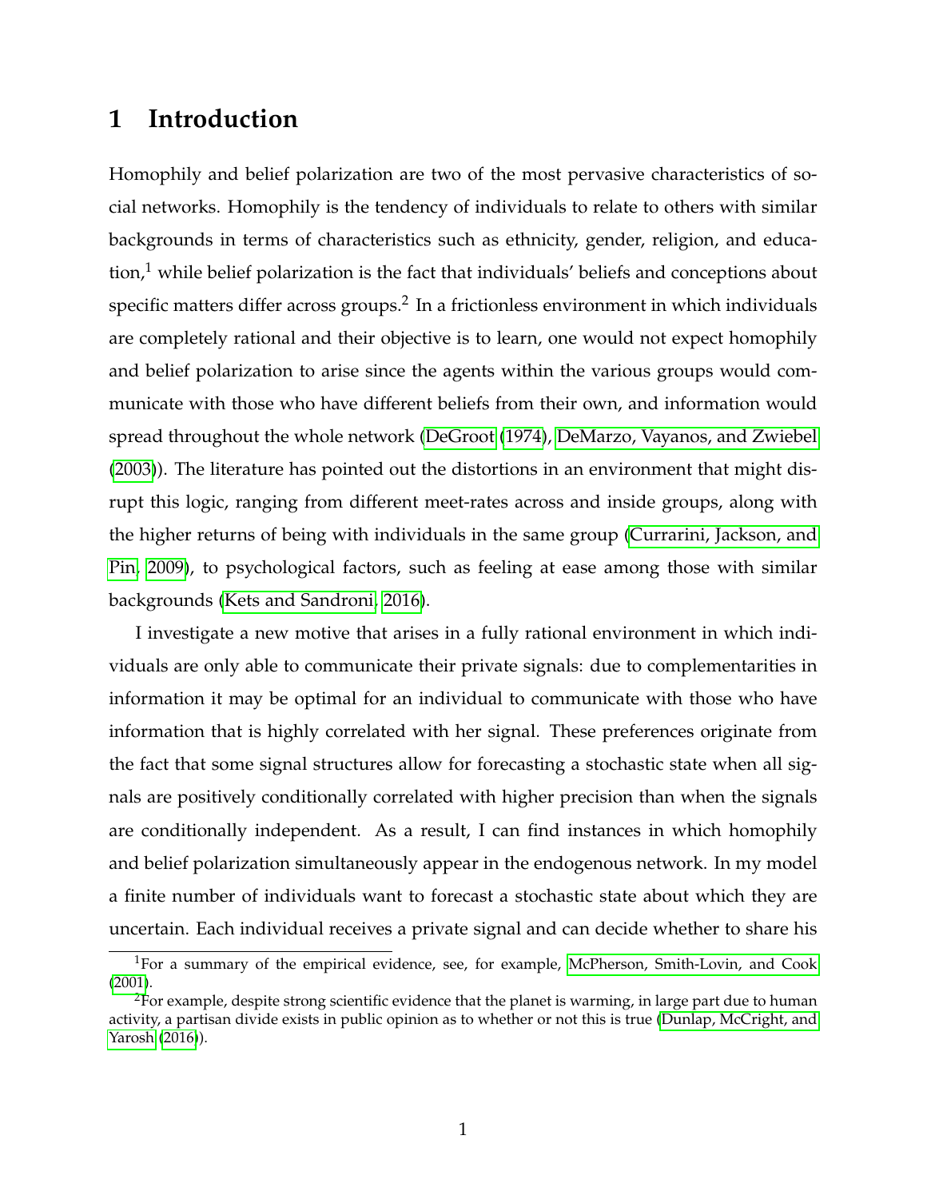# 1 Introduction

Homophily and belief polarization are two of the most pervasive characteristics of social networks. Homophily is the tendency of individuals to relate to others with similar backgrounds in terms of characteristics such as ethnicity, gender, religion, and education,[1] while belief polarization is the fact that individuals' beliefs and conceptions about specific matters differ across groups.[2] In a frictionless environment in which individuals are completely rational and their objective is to learn, one would not expect homophily and belief polarization to arise since the agents within the various groups would communicate with those who have different beliefs from their own, and information would spread throughout the whole network (DeGroot (1974), DeMarzo, Vayanos, and Zwiebel (2003)). The literature has pointed out the distortions in an environment that might disrupt this logic, ranging from different meet-rates across and inside groups, along with the higher returns of being with individuals in the same group (Currarini, Jackson, and Pin, 2009), to psychological factors, such as feeling at ease among those with similar backgrounds (Kets and Sandroni, 2016).

I investigate a new motive that arises in a fully rational environment in which individuals are only able to communicate their private signals: due to complementarities in information it may be optimal for an individual to communicate with those who have information that is highly correlated with her signal. These preferences originate from the fact that some signal structures allow for forecasting a stochastic state when all signals are positively conditionally correlated with higher precision than when the signals are conditionally independent. As a result, I can find instances in which homophily and belief polarization simultaneously appear in the endogenous network. In my model a finite number of individuals want to forecast a stochastic state about which they are uncertain. Each individual receives a private signal and can decide whether to share his

[1] For a summary of the empirical evidence, see, for example, McPherson, Smith-Lovin, and Cook (2001).

[2] For example, despite strong scientific evidence that the planet is warming, in large part due to human activity, a partisan divide exists in public opinion as to whether or not this is true (Dunlap, McCright, and Yarosh (2016)).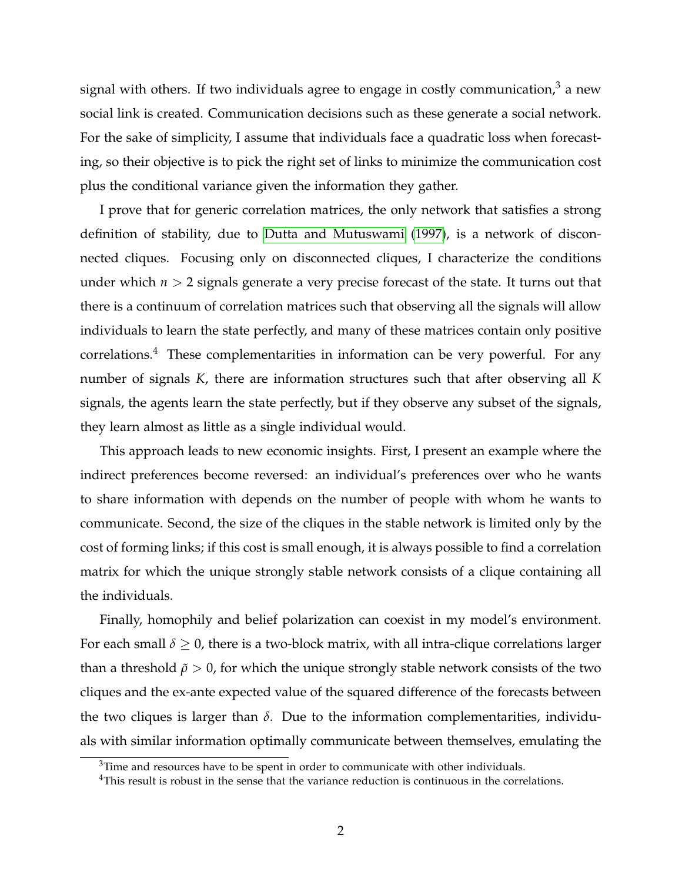signal with others. If two individuals agree to engage in costly communication,[3] a new social link is created. Communication decisions such as these generate a social network. For the sake of simplicity, I assume that individuals face a quadratic loss when forecasting, so their objective is to pick the right set of links to minimize the communication cost plus the conditional variance given the information they gather.

I prove that for generic correlation matrices, the only network that satisfies a strong definition of stability, due to Dutta and Mutuswami (1997), is a network of disconnected cliques. Focusing only on disconnected cliques, I characterize the conditions under which $n > 2$ signals generate a very precise forecast of the state. It turns out that there is a continuum of correlation matrices such that observing all the signals will allow individuals to learn the state perfectly, and many of these matrices contain only positive correlations.[4] These complementarities in information can be very powerful. For any number of signals $K$, there are information structures such that after observing all $K$ signals, the agents learn the state perfectly, but if they observe any subset of the signals, they learn almost as little as a single individual would.

This approach leads to new economic insights. First, I present an example where the indirect preferences become reversed: an individual's preferences over who he wants to share information with depends on the number of people with whom he wants to communicate. Second, the size of the cliques in the stable network is limited only by the cost of forming links; if this cost is small enough, it is always possible to find a correlation matrix for which the unique strongly stable network consists of a clique containing all the individuals.

Finally, homophily and belief polarization can coexist in my model's environment. For each small $\delta \geq 0$, there is a two-block matrix, with all intra-clique correlations larger than a threshold $\tilde{\rho} > 0$, for which the unique strongly stable network consists of the two cliques and the ex-ante expected value of the squared difference of the forecasts between the two cliques is larger than $\delta$. Due to the information complementarities, individuals with similar information optimally communicate between themselves, emulating the

[3] Time and resources have to be spent in order to communicate with other individuals.

[4] This result is robust in the sense that the variance reduction is continuous in the correlations.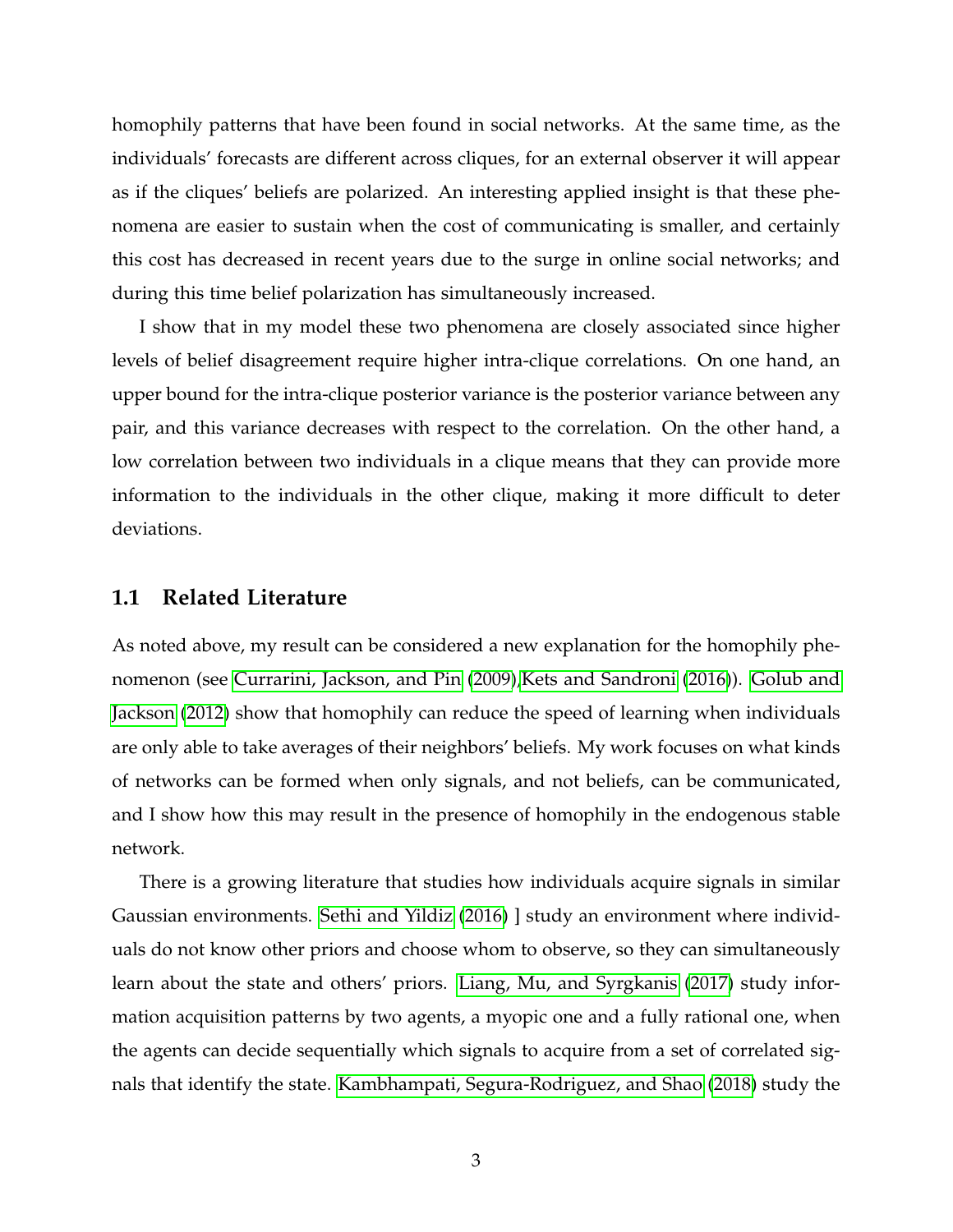homophily patterns that have been found in social networks. At the same time, as the individuals' forecasts are different across cliques, for an external observer it will appear as if the cliques' beliefs are polarized. An interesting applied insight is that these phenomena are easier to sustain when the cost of communicating is smaller, and certainly this cost has decreased in recent years due to the surge in online social networks; and during this time belief polarization has simultaneously increased.

I show that in my model these two phenomena are closely associated since higher levels of belief disagreement require higher intra-clique correlations. On one hand, an upper bound for the intra-clique posterior variance is the posterior variance between any pair, and this variance decreases with respect to the correlation. On the other hand, a low correlation between two individuals in a clique means that they can provide more information to the individuals in the other clique, making it more difficult to deter deviations.

## 1.1 Related Literature

As noted above, my result can be considered a new explanation for the homophily phenomenon (see Currarini, Jackson, and Pin (2009),Kets and Sandroni (2016)). Golub and Jackson (2012) show that homophily can reduce the speed of learning when individuals are only able to take averages of their neighbors' beliefs. My work focuses on what kinds of networks can be formed when only signals, and not beliefs, can be communicated, and I show how this may result in the presence of homophily in the endogenous stable network.

There is a growing literature that studies how individuals acquire signals in similar Gaussian environments. Sethi and Yildiz (2016) ] study an environment where individuals do not know other priors and choose whom to observe, so they can simultaneously learn about the state and others' priors. Liang, Mu, and Syrgkanis (2017) study information acquisition patterns by two agents, a myopic one and a fully rational one, when the agents can decide sequentially which signals to acquire from a set of correlated signals that identify the state. Kambhampati, Segura-Rodriguez, and Shao (2018) study the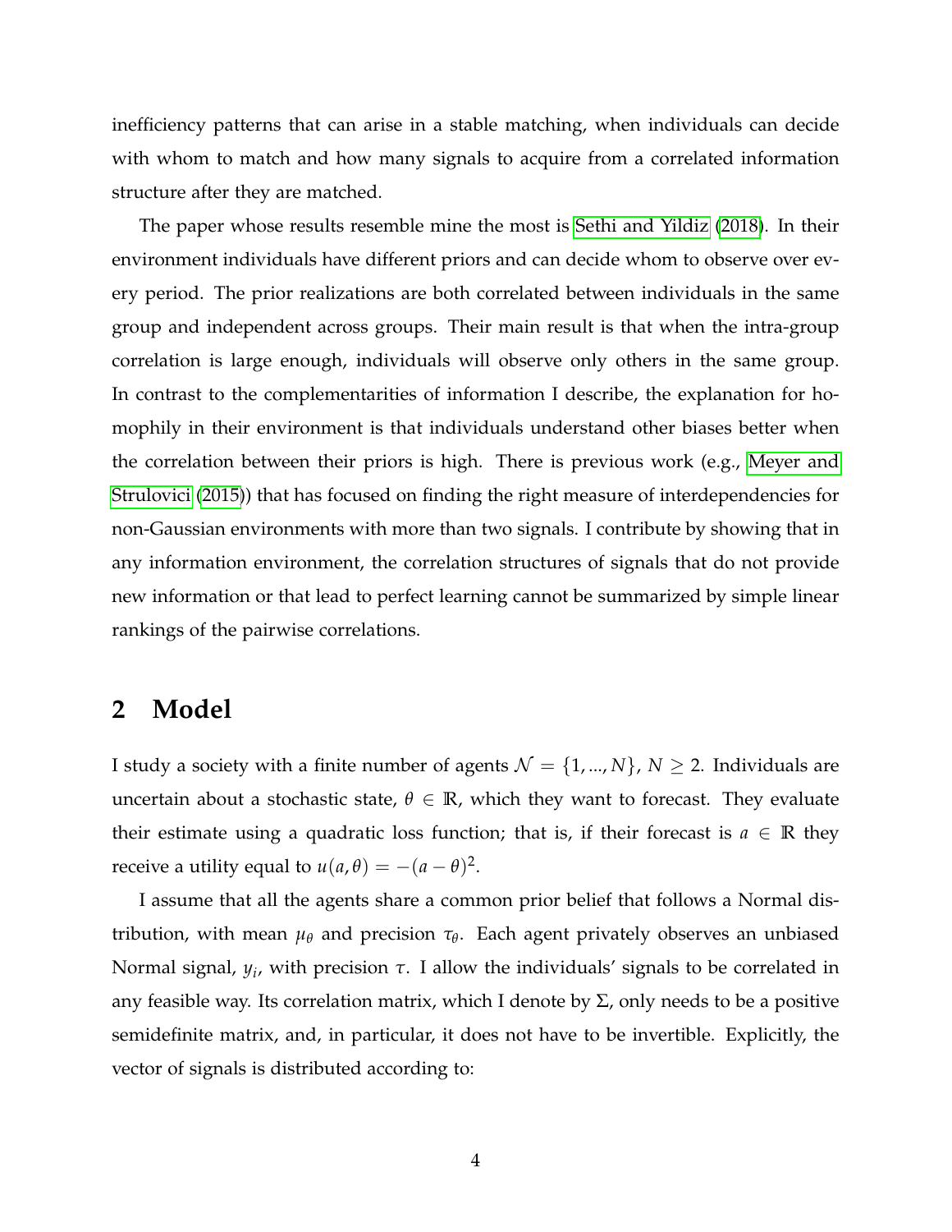inefficiency patterns that can arise in a stable matching, when individuals can decide with whom to match and how many signals to acquire from a correlated information structure after they are matched.

The paper whose results resemble mine the most is Sethi and Yildiz (2018). In their environment individuals have different priors and can decide whom to observe over every period. The prior realizations are both correlated between individuals in the same group and independent across groups. Their main result is that when the intra-group correlation is large enough, individuals will observe only others in the same group. In contrast to the complementarities of information I describe, the explanation for homophily in their environment is that individuals understand other biases better when the correlation between their priors is high. There is previous work (e.g., Meyer and Strulovici (2015)) that has focused on finding the right measure of interdependencies for non-Gaussian environments with more than two signals. I contribute by showing that in any information environment, the correlation structures of signals that do not provide new information or that lead to perfect learning cannot be summarized by simple linear rankings of the pairwise correlations.

## 2 Model

I study a society with a finite number of agents $\mathcal{N} = \{1, ..., N\}$, $N \geq 2$. Individuals are uncertain about a stochastic state, $\theta \in \mathbb{R}$, which they want to forecast. They evaluate their estimate using a quadratic loss function; that is, if their forecast is $a \in \mathbb{R}$ they receive a utility equal to $u(a, \theta) = -(a - \theta)^2$.

I assume that all the agents share a common prior belief that follows a Normal distribution, with mean $\mu_\theta$ and precision $\tau_\theta$. Each agent privately observes an unbiased Normal signal, $y_i$, with precision $\tau$. I allow the individuals' signals to be correlated in any feasible way. Its correlation matrix, which I denote by $\Sigma$, only needs to be a positive semidefinite matrix, and, in particular, it does not have to be invertible. Explicitly, the vector of signals is distributed according to: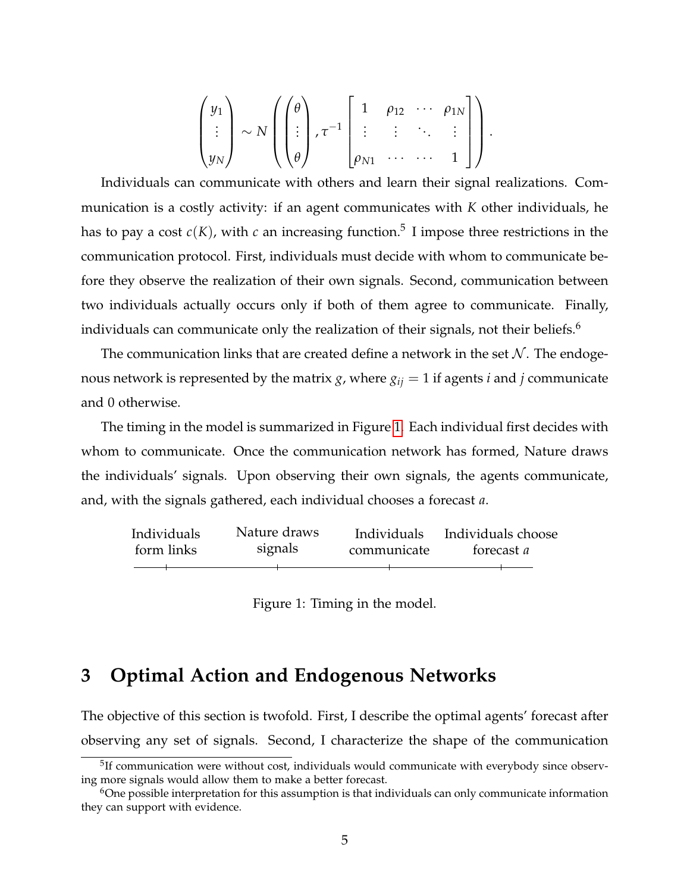$$
\begin{pmatrix} y_1 \\ \vdots \\ y_N \end{pmatrix} \sim N\left( \begin{pmatrix} \theta \\ \vdots \\ \theta \end{pmatrix}, \tau^{-1} \begin{bmatrix} 1 & \rho_{12} & \cdots & \rho_{1N} \\ \vdots & \vdots & \ddots & \vdots \\ \rho_{N1} & \cdots & \cdots & 1 \end{bmatrix} \right).
$$

Individuals can communicate with others and learn their signal realizations. Communication is a costly activity: if an agent communicates with $K$ other individuals, he has to pay a cost $c(K)$, with $c$ an increasing function.[5] I impose three restrictions in the communication protocol. First, individuals must decide with whom to communicate before they observe the realization of their own signals. Second, communication between two individuals actually occurs only if both of them agree to communicate. Finally, individuals can communicate only the realization of their signals, not their beliefs.[6]

The communication links that are created define a network in the set $\mathcal{N}$. The endogenous network is represented by the matrix $g$, where $g_{ij} = 1$ if agents $i$ and $j$ communicate and 0 otherwise.

The timing in the model is summarized in Figure 1. Each individual first decides with whom to communicate. Once the communication network has formed, Nature draws the individuals' signals. Upon observing their own signals, the agents communicate, and, with the signals gathered, each individual chooses a forecast $a$.

| Individuals form links | Nature draws signals | Individuals communicate | Individuals choose forecast $a$ |
|---|---|---|---|

Figure 1: Timing in the model.

# 3 Optimal Action and Endogenous Networks

The objective of this section is twofold. First, I describe the optimal agents' forecast after observing any set of signals. Second, I characterize the shape of the communication

[5] If communication were without cost, individuals would communicate with everybody since observing more signals would allow them to make a better forecast.

[6] One possible interpretation for this assumption is that individuals can only communicate information they can support with evidence.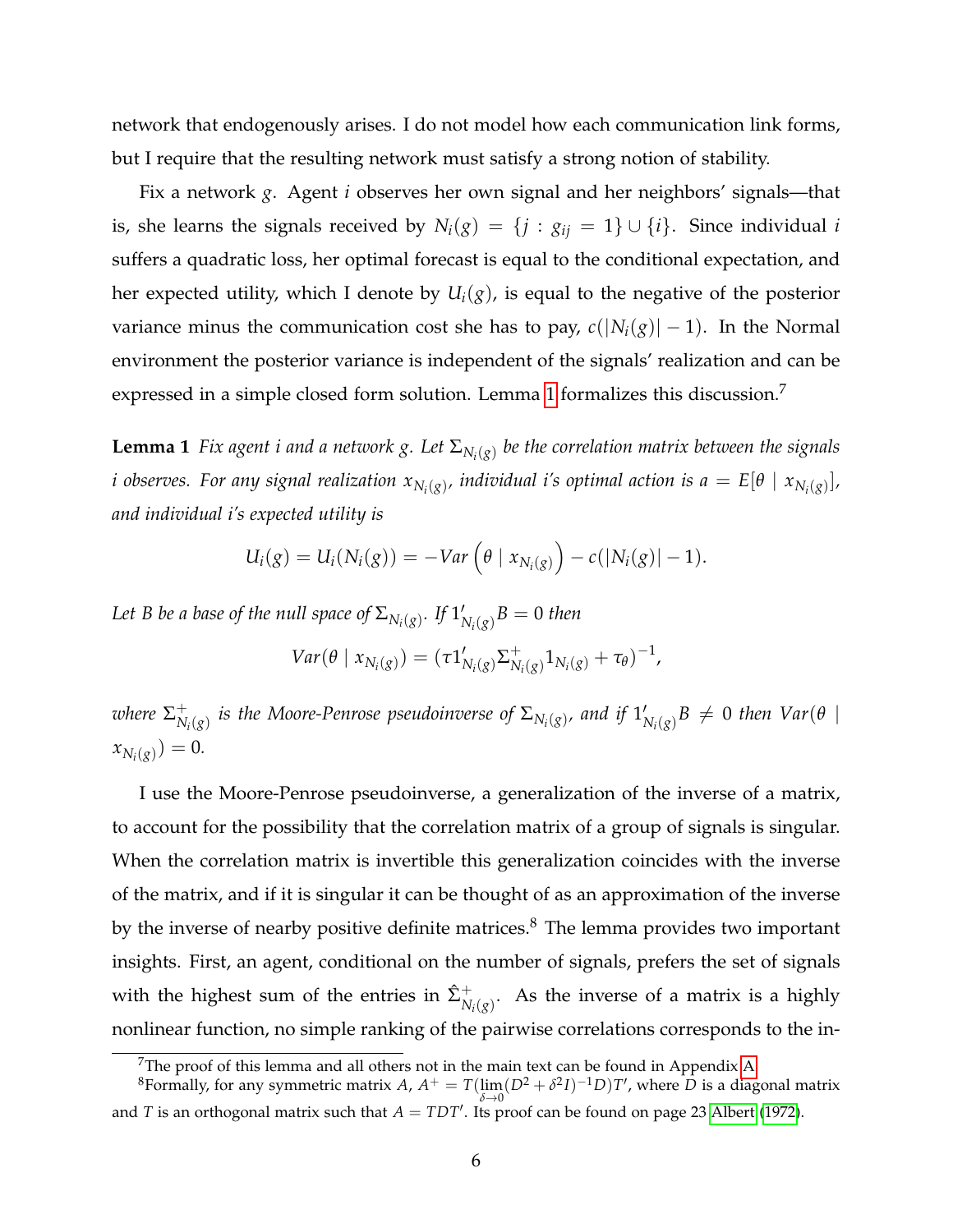network that endogenously arises. I do not model how each communication link forms, but I require that the resulting network must satisfy a strong notion of stability.

Fix a network $g$. Agent $i$ observes her own signal and her neighbors' signals—that is, she learns the signals received by $N_i(g) = \{j : g_{ij} = 1\} \cup \{i\}$. Since individual $i$ suffers a quadratic loss, her optimal forecast is equal to the conditional expectation, and her expected utility, which I denote by $U_i(g)$, is equal to the negative of the posterior variance minus the communication cost she has to pay, $c(|N_i(g)| - 1)$. In the Normal environment the posterior variance is independent of the signals' realization and can be expressed in a simple closed form solution. Lemma 1 formalizes this discussion.[7]

**Lemma 1** *Fix agent $i$ and a network $g$. Let $\Sigma_{N_i(g)}$ be the correlation matrix between the signals $i$ observes. For any signal realization $x_{N_i(g)}$, individual $i$'s optimal action is $a = E[\theta \mid x_{N_i(g)}]$, and individual $i$'s expected utility is*

$$U_i(g) = U_i(N_i(g)) = -Var\left(\theta \mid x_{N_i(g)}\right) - c(|N_i(g)| - 1).$$

*Let $B$ be a base of the null space of $\Sigma_{N_i(g)}$. If $1'_{N_i(g)}B = 0$ then*

$$Var(\theta \mid x_{N_i(g)}) = (\tau 1'_{N_i(g)}\Sigma^{+}_{N_i(g)}1_{N_i(g)} + \tau_\theta)^{-1},$$

*where $\Sigma^{+}_{N_i(g)}$ is the Moore-Penrose pseudoinverse of $\Sigma_{N_i(g)}$, and if $1'_{N_i(g)}B \neq 0$ then $Var(\theta \mid x_{N_i(g)}) = 0$.*

I use the Moore-Penrose pseudoinverse, a generalization of the inverse of a matrix, to account for the possibility that the correlation matrix of a group of signals is singular. When the correlation matrix is invertible this generalization coincides with the inverse of the matrix, and if it is singular it can be thought of as an approximation of the inverse by the inverse of nearby positive definite matrices.[8] The lemma provides two important insights. First, an agent, conditional on the number of signals, prefers the set of signals with the highest sum of the entries in $\hat{\Sigma}^{+}_{N_i(g)}$. As the inverse of a matrix is a highly nonlinear function, no simple ranking of the pairwise correlations corresponds to the in-

[7] The proof of this lemma and all others not in the main text can be found in Appendix A.

[8] Formally, for any symmetric matrix $A$, $A^{+} = T(\lim_{\delta \to 0}(D^2 + \delta^2 I)^{-1}D)T'$, where $D$ is a diagonal matrix and $T$ is an orthogonal matrix such that $A = TDT'$. Its proof can be found on page 23 Albert (1972).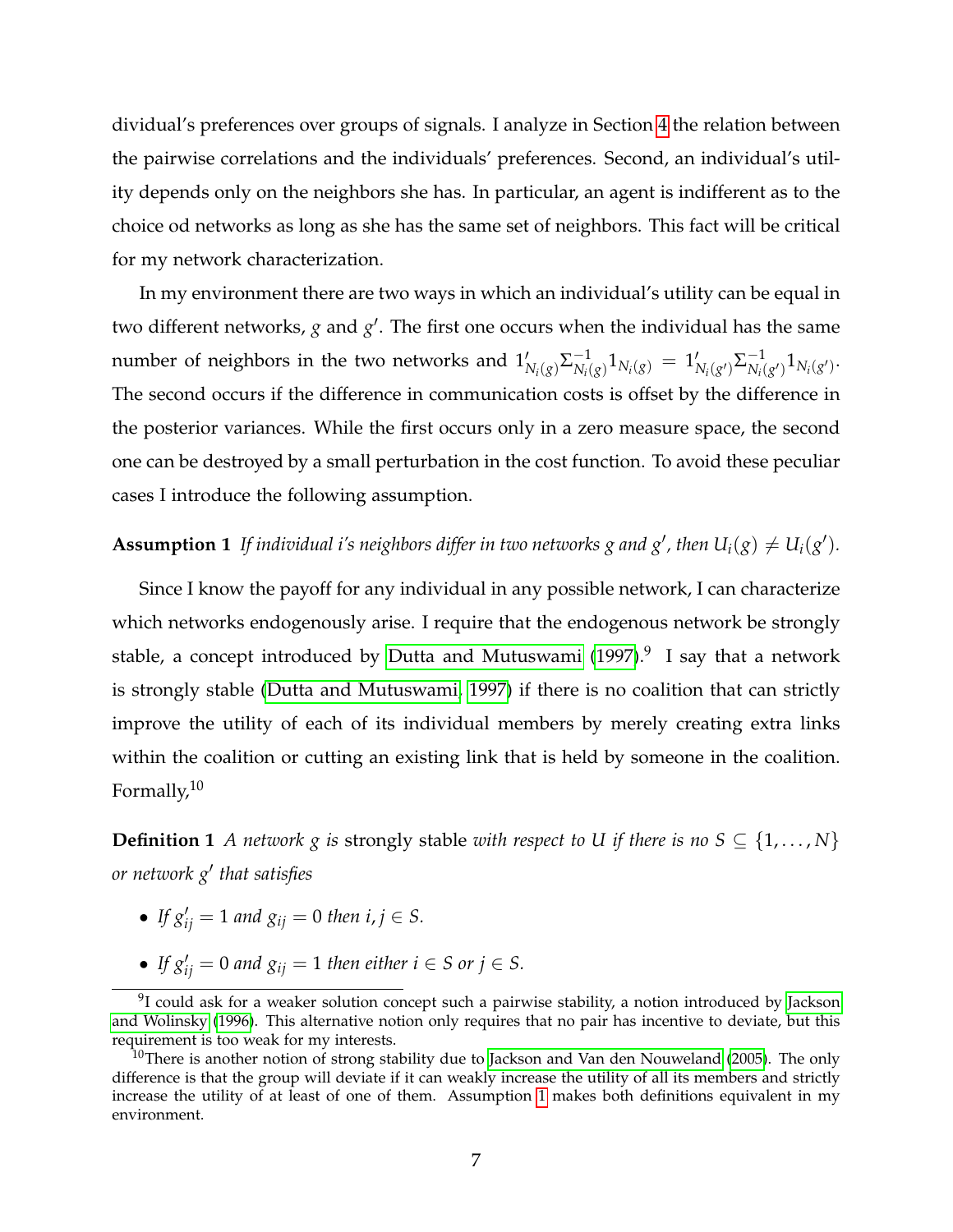dividual's preferences over groups of signals. I analyze in Section 4 the relation between the pairwise correlations and the individuals' preferences. Second, an individual's utility depends only on the neighbors she has. In particular, an agent is indifferent as to the choice od networks as long as she has the same set of neighbors. This fact will be critical for my network characterization.

In my environment there are two ways in which an individual's utility can be equal in two different networks, $g$ and $g'$. The first one occurs when the individual has the same number of neighbors in the two networks and $1'_{N_i(g)}\Sigma^{-1}_{N_i(g)}1_{N_i(g)} = 1'_{N_i(g')}\Sigma^{-1}_{N_i(g')}1_{N_i(g')}$. The second occurs if the difference in communication costs is offset by the difference in the posterior variances. While the first occurs only in a zero measure space, the second one can be destroyed by a small perturbation in the cost function. To avoid these peculiar cases I introduce the following assumption.

**Assumption 1** *If individual i's neighbors differ in two networks $g$ and $g'$, then $U_i(g) \neq U_i(g')$.*

Since I know the payoff for any individual in any possible network, I can characterize which networks endogenously arise. I require that the endogenous network be strongly stable, a concept introduced by Dutta and Mutuswami (1997).[9] I say that a network is strongly stable (Dutta and Mutuswami, 1997) if there is no coalition that can strictly improve the utility of each of its individual members by merely creating extra links within the coalition or cutting an existing link that is held by someone in the coalition. Formally,[10]

**Definition 1** *A network $g$ is* strongly stable *with respect to $U$ if there is no $S \subseteq \{1, \ldots, N\}$ or network $g'$ that satisfies*

- *If $g'_{ij} = 1$ and $g_{ij} = 0$ then $i, j \in S$.*
- *If $g'_{ij} = 0$ and $g_{ij} = 1$ then either $i \in S$ or $j \in S$.*

[9] I could ask for a weaker solution concept such a pairwise stability, a notion introduced by Jackson and Wolinsky (1996). This alternative notion only requires that no pair has incentive to deviate, but this requirement is too weak for my interests.

[10] There is another notion of strong stability due to Jackson and Van den Nouweland (2005). The only difference is that the group will deviate if it can weakly increase the utility of all its members and strictly increase the utility of at least of one of them. Assumption 1 makes both definitions equivalent in my environment.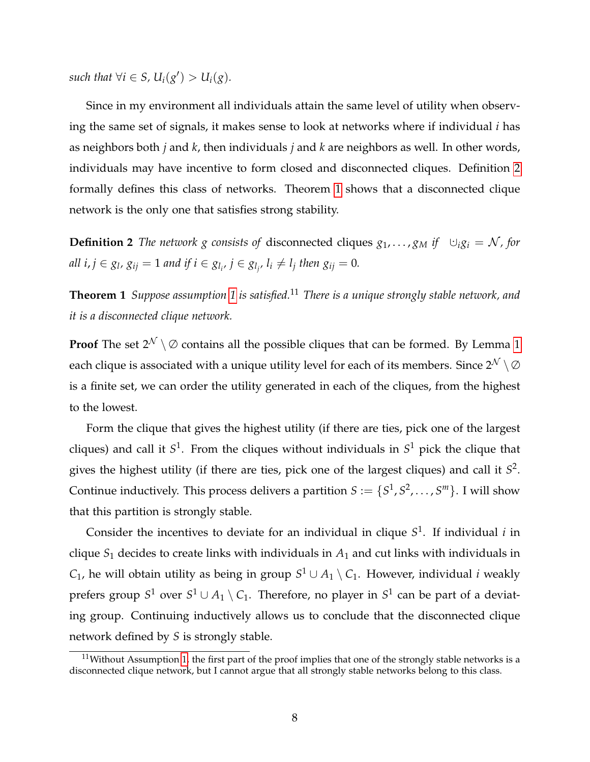*such that* $\forall i \in S$, $U_i(g') > U_i(g)$.

Since in my environment all individuals attain the same level of utility when observing the same set of signals, it makes sense to look at networks where if individual $i$ has as neighbors both $j$ and $k$, then individuals $j$ and $k$ are neighbors as well. In other words, individuals may have incentive to form closed and disconnected cliques. Definition 2 formally defines this class of networks. Theorem 1 shows that a disconnected clique network is the only one that satisfies strong stability.

**Definition 2** *The network $g$ consists of* disconnected cliques $g_1, \ldots, g_M$ *if* $\cup_i g_i = \mathcal{N}$, *for all* $i, j \in g_l$, $g_{ij} = 1$ *and if* $i \in g_{l_i}$, $j \in g_{l_j}$, $l_i \neq l_j$ *then* $g_{ij} = 0$.

**Theorem 1** *Suppose assumption 1 is satisfied.*[11] *There is a unique strongly stable network, and it is a disconnected clique network.*

**Proof** The set $2^{\mathcal{N}} \setminus \emptyset$ contains all the possible cliques that can be formed. By Lemma 1 each clique is associated with a unique utility level for each of its members. Since $2^{\mathcal{N}} \setminus \emptyset$ is a finite set, we can order the utility generated in each of the cliques, from the highest to the lowest.

Form the clique that gives the highest utility (if there are ties, pick one of the largest cliques) and call it $S^1$. From the cliques without individuals in $S^1$ pick the clique that gives the highest utility (if there are ties, pick one of the largest cliques) and call it $S^2$. Continue inductively. This process delivers a partition $S := \{S^1, S^2, \ldots, S^m\}$. I will show that this partition is strongly stable.

Consider the incentives to deviate for an individual in clique $S^1$. If individual $i$ in clique $S_1$ decides to create links with individuals in $A_1$ and cut links with individuals in $C_1$, he will obtain utility as being in group $S^1 \cup A_1 \setminus C_1$. However, individual $i$ weakly prefers group $S^1$ over $S^1 \cup A_1 \setminus C_1$. Therefore, no player in $S^1$ can be part of a deviating group. Continuing inductively allows us to conclude that the disconnected clique network defined by $S$ is strongly stable.

[11] Without Assumption 1, the first part of the proof implies that one of the strongly stable networks is a disconnected clique network, but I cannot argue that all strongly stable networks belong to this class.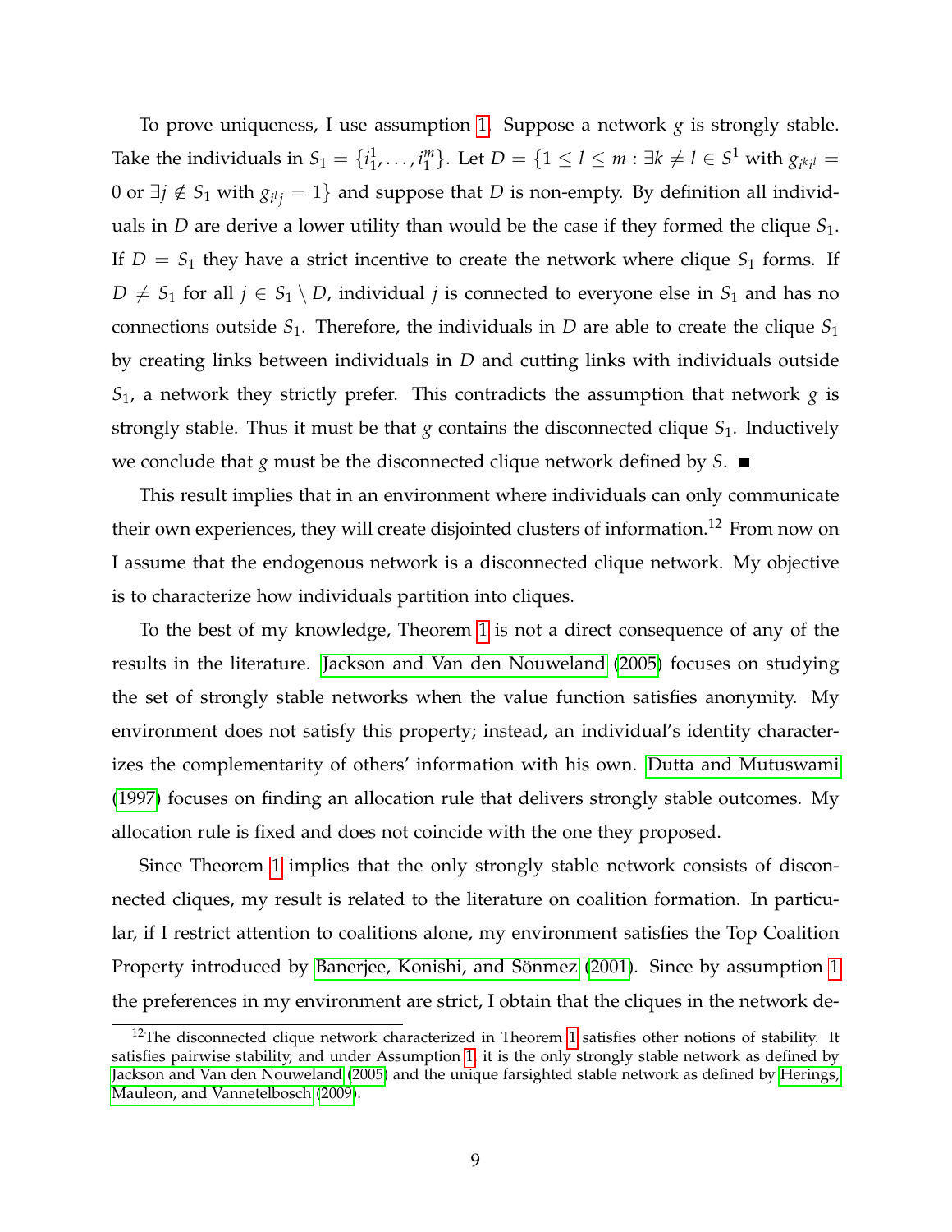To prove uniqueness, I use assumption 1. Suppose a network $g$ is strongly stable. Take the individuals in $S_1 = \{i_1^1, \ldots, i_1^m\}$. Let $D = \{1 \leq l \leq m : \exists k \neq l \in S^1 \text{ with } g_{i^k i^l} = 0 \text{ or } \exists j \notin S_1 \text{ with } g_{i^l j} = 1\}$ and suppose that $D$ is non-empty. By definition all individuals in $D$ are derive a lower utility than would be the case if they formed the clique $S_1$. If $D = S_1$ they have a strict incentive to create the network where clique $S_1$ forms. If $D \neq S_1$ for all $j \in S_1 \setminus D$, individual $j$ is connected to everyone else in $S_1$ and has no connections outside $S_1$. Therefore, the individuals in $D$ are able to create the clique $S_1$ by creating links between individuals in $D$ and cutting links with individuals outside $S_1$, a network they strictly prefer. This contradicts the assumption that network $g$ is strongly stable. Thus it must be that $g$ contains the disconnected clique $S_1$. Inductively we conclude that $g$ must be the disconnected clique network defined by $S$. ■

This result implies that in an environment where individuals can only communicate their own experiences, they will create disjointed clusters of information.[12] From now on I assume that the endogenous network is a disconnected clique network. My objective is to characterize how individuals partition into cliques.

To the best of my knowledge, Theorem 1 is not a direct consequence of any of the results in the literature. Jackson and Van den Nouweland (2005) focuses on studying the set of strongly stable networks when the value function satisfies anonymity. My environment does not satisfy this property; instead, an individual's identity characterizes the complementarity of others' information with his own. Dutta and Mutuswami (1997) focuses on finding an allocation rule that delivers strongly stable outcomes. My allocation rule is fixed and does not coincide with the one they proposed.

Since Theorem 1 implies that the only strongly stable network consists of disconnected cliques, my result is related to the literature on coalition formation. In particular, if I restrict attention to coalitions alone, my environment satisfies the Top Coalition Property introduced by Banerjee, Konishi, and Sönmez (2001). Since by assumption 1 the preferences in my environment are strict, I obtain that the cliques in the network de-

[12] The disconnected clique network characterized in Theorem 1 satisfies other notions of stability. It satisfies pairwise stability, and under Assumption 1, it is the only strongly stable network as defined by Jackson and Van den Nouweland (2005) and the unique farsighted stable network as defined by Herings, Mauleon, and Vannetelbosch (2009).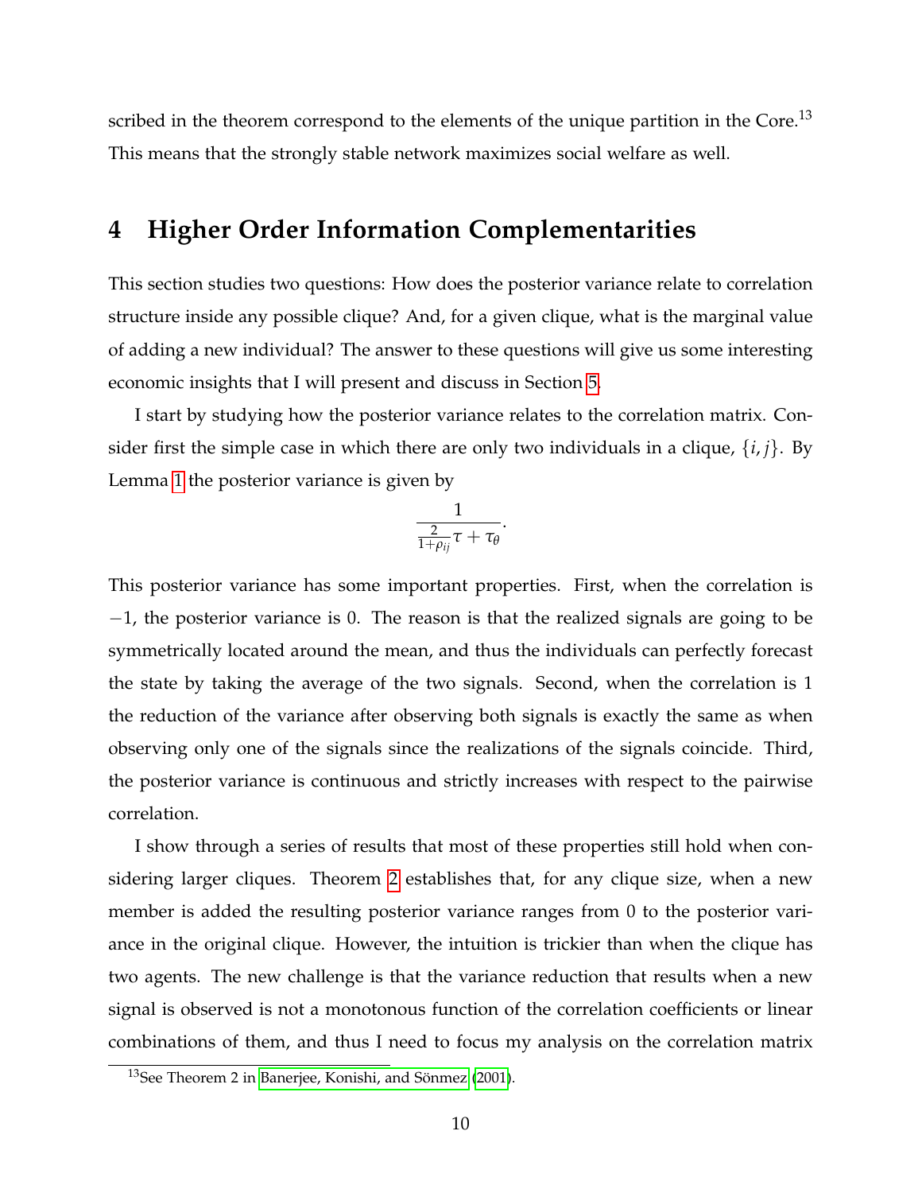scribed in the theorem correspond to the elements of the unique partition in the Core.[13] This means that the strongly stable network maximizes social welfare as well.

# 4 Higher Order Information Complementarities

This section studies two questions: How does the posterior variance relate to correlation structure inside any possible clique? And, for a given clique, what is the marginal value of adding a new individual? The answer to these questions will give us some interesting economic insights that I will present and discuss in Section 5.

I start by studying how the posterior variance relates to the correlation matrix. Consider first the simple case in which there are only two individuals in a clique, $\{i, j\}$. By Lemma 1 the posterior variance is given by

$$\frac{1}{\frac{2}{1+\rho_{ij}}\tau + \tau_\theta}.$$

This posterior variance has some important properties. First, when the correlation is $-1$, the posterior variance is 0. The reason is that the realized signals are going to be symmetrically located around the mean, and thus the individuals can perfectly forecast the state by taking the average of the two signals. Second, when the correlation is 1 the reduction of the variance after observing both signals is exactly the same as when observing only one of the signals since the realizations of the signals coincide. Third, the posterior variance is continuous and strictly increases with respect to the pairwise correlation.

I show through a series of results that most of these properties still hold when considering larger cliques. Theorem 2 establishes that, for any clique size, when a new member is added the resulting posterior variance ranges from 0 to the posterior variance in the original clique. However, the intuition is trickier than when the clique has two agents. The new challenge is that the variance reduction that results when a new signal is observed is not a monotonous function of the correlation coefficients or linear combinations of them, and thus I need to focus my analysis on the correlation matrix

[13] See Theorem 2 in Banerjee, Konishi, and Sönmez (2001).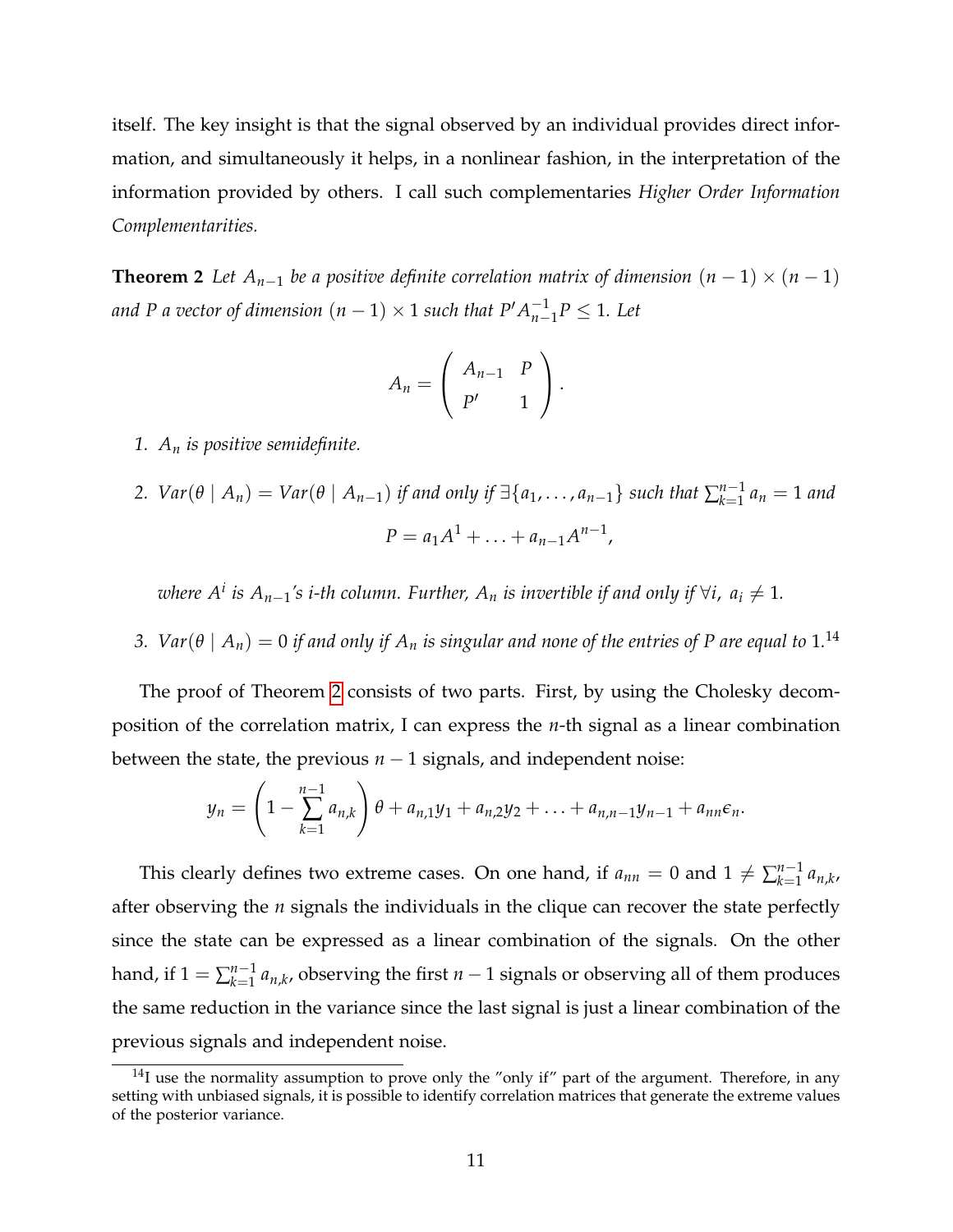itself. The key insight is that the signal observed by an individual provides direct information, and simultaneously it helps, in a nonlinear fashion, in the interpretation of the information provided by others. I call such complementaries *Higher Order Information Complementarities.*

**Theorem 2** *Let $A_{n-1}$ be a positive definite correlation matrix of dimension $(n-1) \times (n-1)$ and $P$ a vector of dimension $(n-1) \times 1$ such that $P' A_{n-1}^{-1} P \leq 1$. Let*

$$A_n = \begin{pmatrix} A_{n-1} & P \\ P' & 1 \end{pmatrix}.$$

1. *$A_n$ is positive semidefinite.*

2. *$Var(\theta \mid A_n) = Var(\theta \mid A_{n-1})$ if and only if $\exists \{a_1, \ldots, a_{n-1}\}$ such that $\sum_{k=1}^{n-1} a_n = 1$ and*
$$P = a_1 A^1 + \ldots + a_{n-1} A^{n-1},$$
*where $A^i$ is $A_{n-1}$'s i-th column. Further, $A_n$ is invertible if and only if $\forall i,\ a_i \neq 1$.*

3. *$Var(\theta \mid A_n) = 0$ if and only if $A_n$ is singular and none of the entries of $P$ are equal to 1.*[14]

The proof of Theorem 2 consists of two parts. First, by using the Cholesky decomposition of the correlation matrix, I can express the $n$-th signal as a linear combination between the state, the previous $n-1$ signals, and independent noise:

$$y_n = \left(1 - \sum_{k=1}^{n-1} a_{n,k}\right)\theta + a_{n,1}y_1 + a_{n,2}y_2 + \ldots + a_{n,n-1}y_{n-1} + a_{nn}\epsilon_n.$$

This clearly defines two extreme cases. On one hand, if $a_{nn} = 0$ and $1 \neq \sum_{k=1}^{n-1} a_{n,k}$, after observing the $n$ signals the individuals in the clique can recover the state perfectly since the state can be expressed as a linear combination of the signals. On the other hand, if $1 = \sum_{k=1}^{n-1} a_{n,k}$, observing the first $n-1$ signals or observing all of them produces the same reduction in the variance since the last signal is just a linear combination of the previous signals and independent noise.

[14] I use the normality assumption to prove only the "only if" part of the argument. Therefore, in any setting with unbiased signals, it is possible to identify correlation matrices that generate the extreme values of the posterior variance.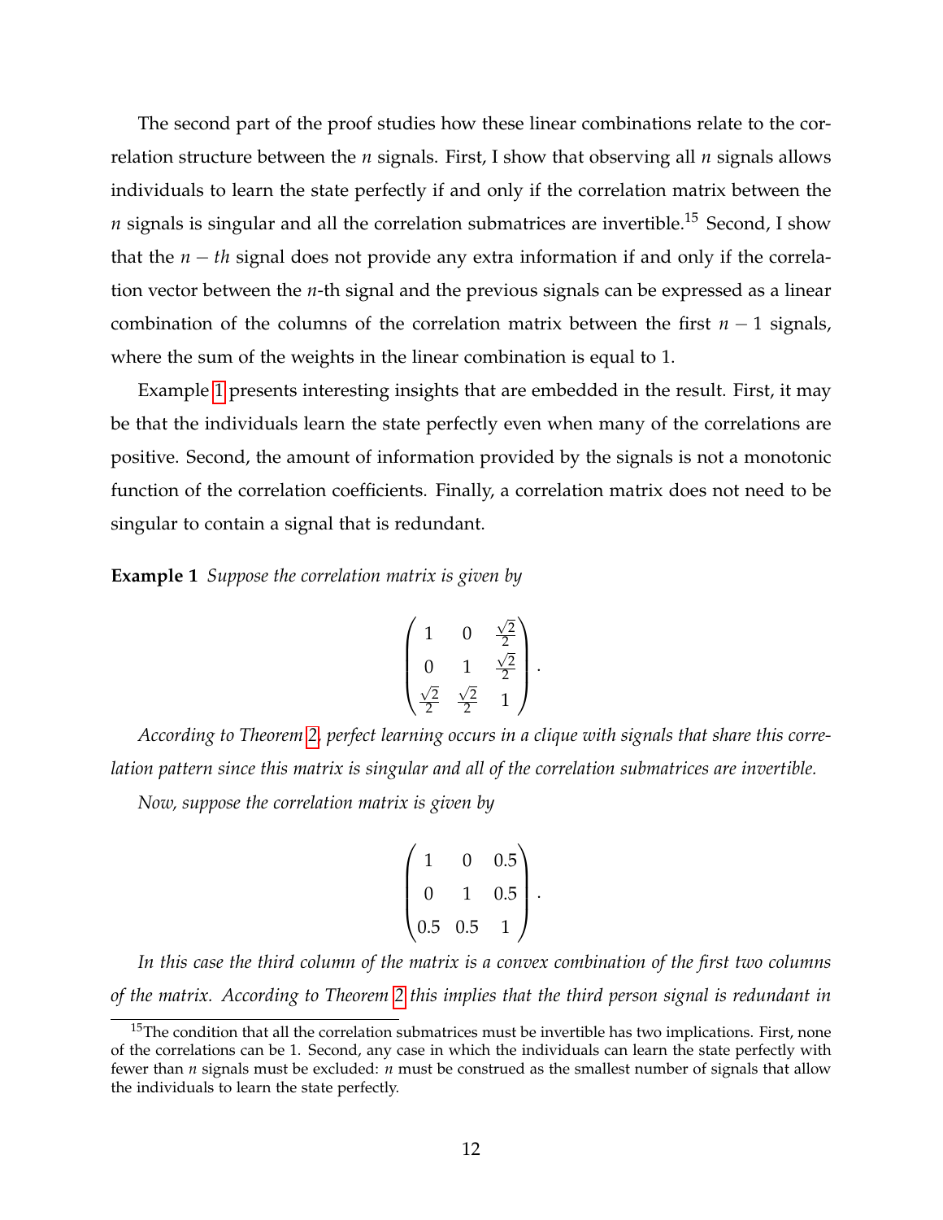The second part of the proof studies how these linear combinations relate to the correlation structure between the $n$ signals. First, I show that observing all $n$ signals allows individuals to learn the state perfectly if and only if the correlation matrix between the $n$ signals is singular and all the correlation submatrices are invertible.[15] Second, I show that the $n-th$ signal does not provide any extra information if and only if the correlation vector between the $n$-th signal and the previous signals can be expressed as a linear combination of the columns of the correlation matrix between the first $n-1$ signals, where the sum of the weights in the linear combination is equal to 1.

Example 1 presents interesting insights that are embedded in the result. First, it may be that the individuals learn the state perfectly even when many of the correlations are positive. Second, the amount of information provided by the signals is not a monotonic function of the correlation coefficients. Finally, a correlation matrix does not need to be singular to contain a signal that is redundant.

**Example 1** *Suppose the correlation matrix is given by*

$$\begin{pmatrix} 1 & 0 & \frac{\sqrt{2}}{2} \\ 0 & 1 & \frac{\sqrt{2}}{2} \\ \frac{\sqrt{2}}{2} & \frac{\sqrt{2}}{2} & 1 \end{pmatrix}.$$

*According to Theorem 2, perfect learning occurs in a clique with signals that share this correlation pattern since this matrix is singular and all of the correlation submatrices are invertible.*

*Now, suppose the correlation matrix is given by*

$$\begin{pmatrix} 1 & 0 & 0.5 \\ 0 & 1 & 0.5 \\ 0.5 & 0.5 & 1 \end{pmatrix}.$$

*In this case the third column of the matrix is a convex combination of the first two columns of the matrix. According to Theorem 2 this implies that the third person signal is redundant in*

[15] The condition that all the correlation submatrices must be invertible has two implications. First, none of the correlations can be 1. Second, any case in which the individuals can learn the state perfectly with fewer than $n$ signals must be excluded: $n$ must be construed as the smallest number of signals that allow the individuals to learn the state perfectly.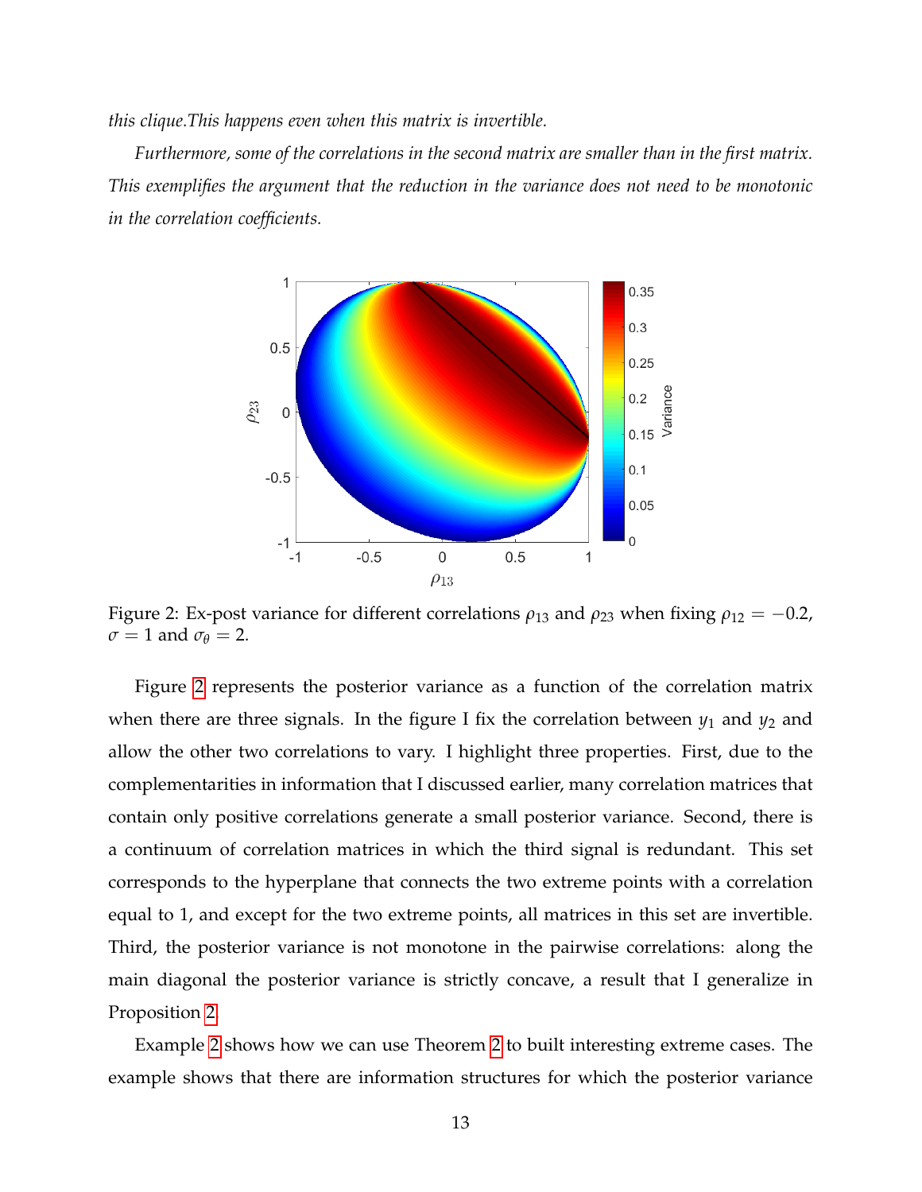*this clique.This happens even when this matrix is invertible.*

*Furthermore, some of the correlations in the second matrix are smaller than in the first matrix. This exemplifies the argument that the reduction in the variance does not need to be monotonic in the correlation coefficients.*

Figure 2: Ex-post variance for different correlations $\rho_{13}$ and $\rho_{23}$ when fixing $\rho_{12} = -0.2$, $\sigma = 1$ and $\sigma_\theta = 2$.

Figure 2 represents the posterior variance as a function of the correlation matrix when there are three signals. In the figure I fix the correlation between $y_1$ and $y_2$ and allow the other two correlations to vary. I highlight three properties. First, due to the complementarities in information that I discussed earlier, many correlation matrices that contain only positive correlations generate a small posterior variance. Second, there is a continuum of correlation matrices in which the third signal is redundant. This set corresponds to the hyperplane that connects the two extreme points with a correlation equal to 1, and except for the two extreme points, all matrices in this set are invertible. Third, the posterior variance is not monotone in the pairwise correlations: along the main diagonal the posterior variance is strictly concave, a result that I generalize in Proposition 2.

Example 2 shows how we can use Theorem 2 to built interesting extreme cases. The example shows that there are information structures for which the posterior variance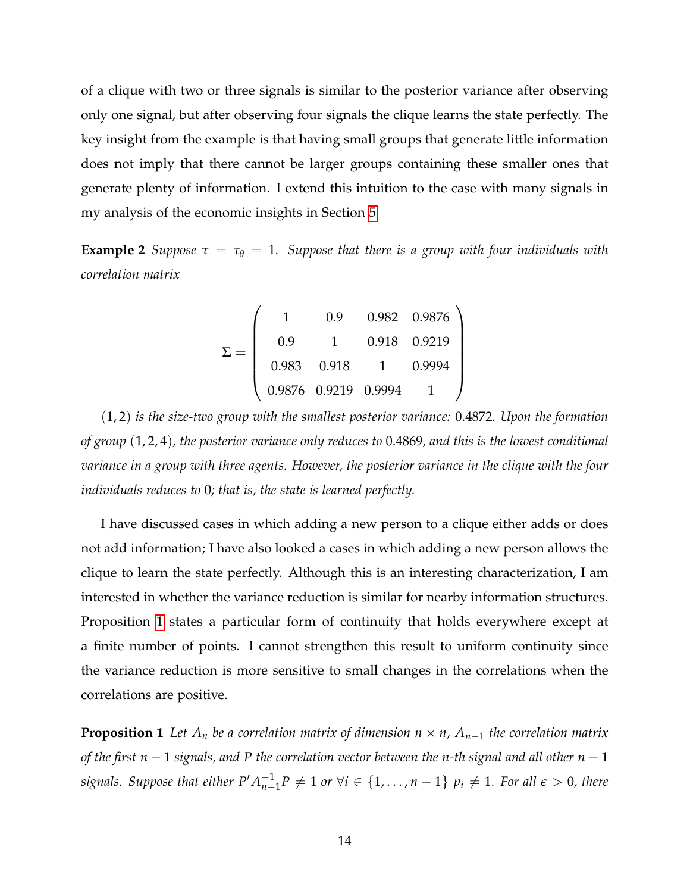of a clique with two or three signals is similar to the posterior variance after observing only one signal, but after observing four signals the clique learns the state perfectly. The key insight from the example is that having small groups that generate little information does not imply that there cannot be larger groups containing these smaller ones that generate plenty of information. I extend this intuition to the case with many signals in my analysis of the economic insights in Section 5.

**Example 2** *Suppose $\tau = \tau_\theta = 1$. Suppose that there is a group with four individuals with correlation matrix*

$$\Sigma = \begin{pmatrix} 1 & 0.9 & 0.982 & 0.9876 \\ 0.9 & 1 & 0.918 & 0.9219 \\ 0.983 & 0.918 & 1 & 0.9994 \\ 0.9876 & 0.9219 & 0.9994 & 1 \end{pmatrix}$$

*$(1,2)$ is the size-two group with the smallest posterior variance: $0.4872$. Upon the formation of group $(1,2,4)$, the posterior variance only reduces to $0.4869$, and this is the lowest conditional variance in a group with three agents. However, the posterior variance in the clique with the four individuals reduces to $0$; that is, the state is learned perfectly.*

I have discussed cases in which adding a new person to a clique either adds or does not add information; I have also looked a cases in which adding a new person allows the clique to learn the state perfectly. Although this is an interesting characterization, I am interested in whether the variance reduction is similar for nearby information structures. Proposition 1 states a particular form of continuity that holds everywhere except at a finite number of points. I cannot strengthen this result to uniform continuity since the variance reduction is more sensitive to small changes in the correlations when the correlations are positive.

**Proposition 1** *Let $A_n$ be a correlation matrix of dimension $n \times n$, $A_{n-1}$ the correlation matrix of the first $n-1$ signals, and $P$ the correlation vector between the $n$-th signal and all other $n-1$ signals. Suppose that either $P' A_{n-1}^{-1} P \neq 1$ or $\forall i \in \{1, \ldots, n-1\}$ $p_i \neq 1$. For all $\epsilon > 0$, there*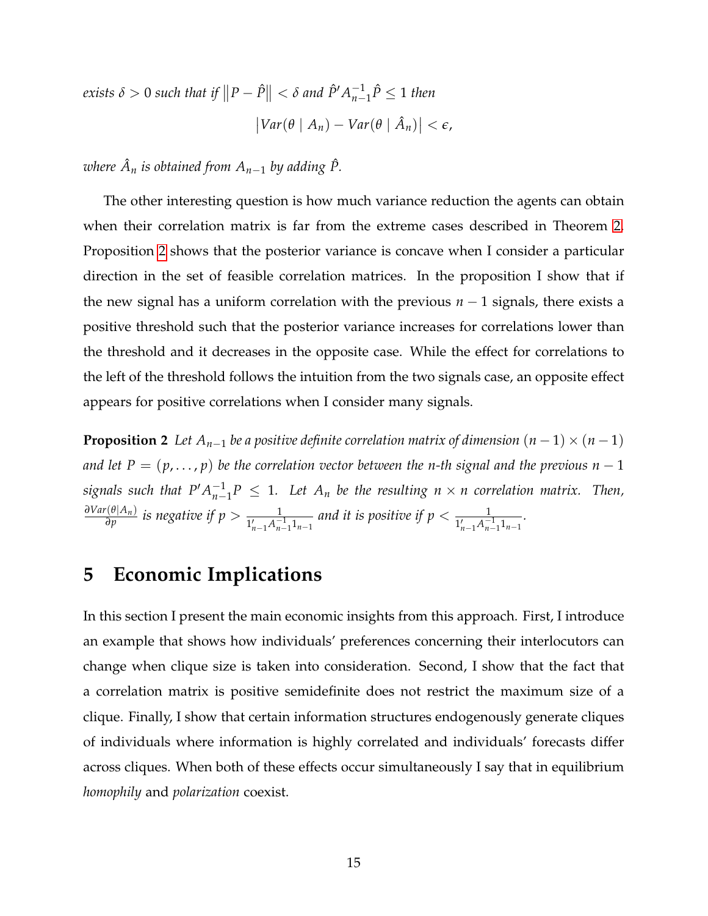*exists $\delta > 0$ such that if $\left\|P - \hat{P}\right\| < \delta$ and $\hat{P}' A_{n-1}^{-1} \hat{P} \leq 1$ then*

$$\left|Var(\theta \mid A_n) - Var(\theta \mid \hat{A}_n)\right| < \epsilon,$$

*where $\hat{A}_n$ is obtained from $A_{n-1}$ by adding $\hat{P}$.*

The other interesting question is how much variance reduction the agents can obtain when their correlation matrix is far from the extreme cases described in Theorem 2. Proposition 2 shows that the posterior variance is concave when I consider a particular direction in the set of feasible correlation matrices. In the proposition I show that if the new signal has a uniform correlation with the previous $n-1$ signals, there exists a positive threshold such that the posterior variance increases for correlations lower than the threshold and it decreases in the opposite case. While the effect for correlations to the left of the threshold follows the intuition from the two signals case, an opposite effect appears for positive correlations when I consider many signals.

**Proposition 2** *Let $A_{n-1}$ be a positive definite correlation matrix of dimension $(n-1) \times (n-1)$ and let $P = (p, \ldots, p)$ be the correlation vector between the n-th signal and the previous $n-1$ signals such that $P' A_{n-1}^{-1} P \leq 1$. Let $A_n$ be the resulting $n \times n$ correlation matrix. Then, $\frac{\partial Var(\theta|A_n)}{\partial p}$ is negative if $p > \frac{1}{1'_{n-1} A_{n-1}^{-1} 1_{n-1}}$ and it is positive if $p < \frac{1}{1'_{n-1} A_{n-1}^{-1} 1_{n-1}}$.*

# 5 Economic Implications

In this section I present the main economic insights from this approach. First, I introduce an example that shows how individuals' preferences concerning their interlocutors can change when clique size is taken into consideration. Second, I show that the fact that a correlation matrix is positive semidefinite does not restrict the maximum size of a clique. Finally, I show that certain information structures endogenously generate cliques of individuals where information is highly correlated and individuals' forecasts differ across cliques. When both of these effects occur simultaneously I say that in equilibrium *homophily* and *polarization* coexist.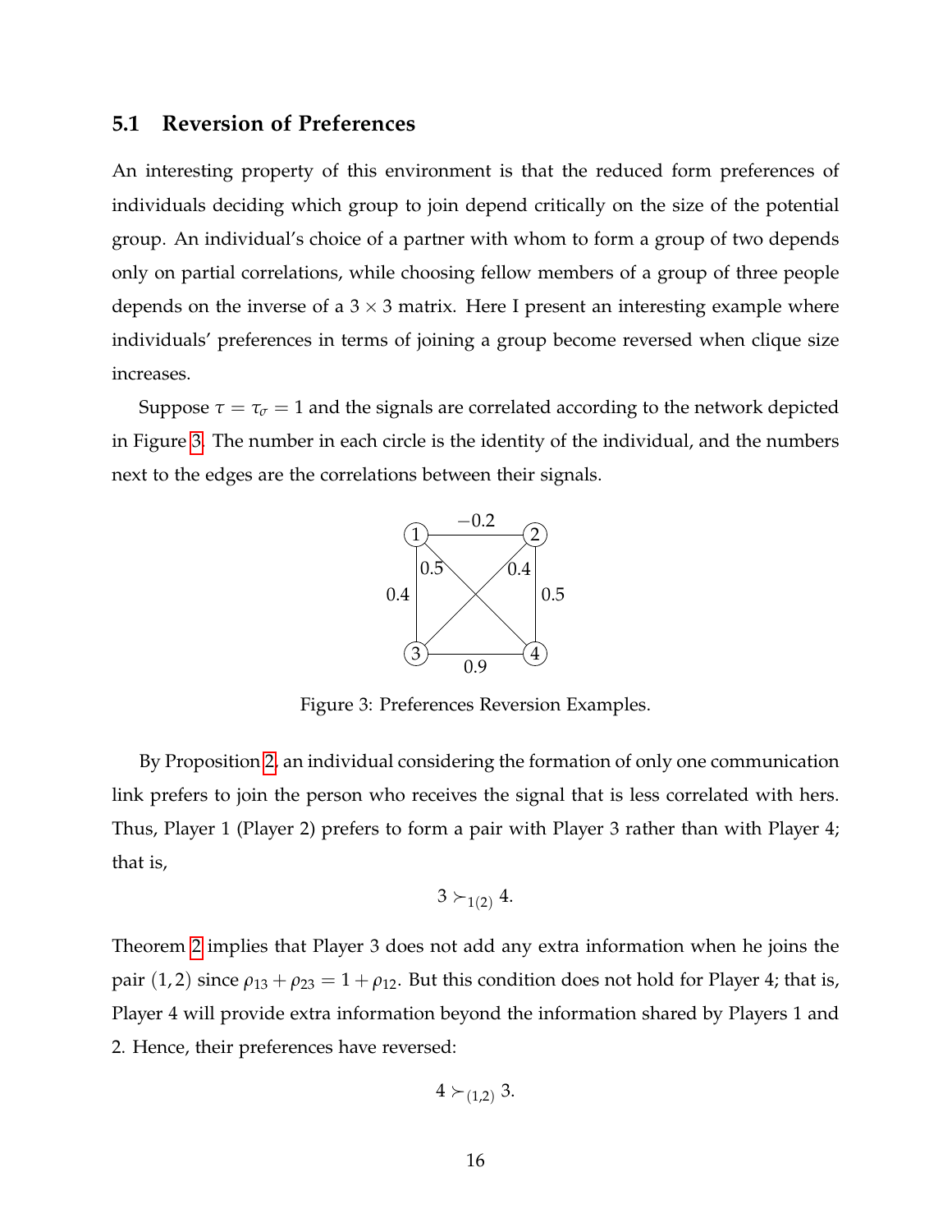### 5.1 Reversion of Preferences

An interesting property of this environment is that the reduced form preferences of individuals deciding which group to join depend critically on the size of the potential group. An individual's choice of a partner with whom to form a group of two depends only on partial correlations, while choosing fellow members of a group of three people depends on the inverse of a $3 \times 3$ matrix. Here I present an interesting example where individuals' preferences in terms of joining a group become reversed when clique size increases.

Suppose $\tau = \tau_\sigma = 1$ and the signals are correlated according to the network depicted in Figure 3. The number in each circle is the identity of the individual, and the numbers next to the edges are the correlations between their signals.

Figure 3: Preferences Reversion Examples.

By Proposition 2, an individual considering the formation of only one communication link prefers to join the person who receives the signal that is less correlated with hers. Thus, Player 1 (Player 2) prefers to form a pair with Player 3 rather than with Player 4; that is,

$$3 \succ_{1(2)} 4.$$

Theorem 2 implies that Player 3 does not add any extra information when he joins the pair $(1,2)$ since $\rho_{13} + \rho_{23} = 1 + \rho_{12}$. But this condition does not hold for Player 4; that is, Player 4 will provide extra information beyond the information shared by Players 1 and 2. Hence, their preferences have reversed:

$$4 \succ_{(1,2)} 3.$$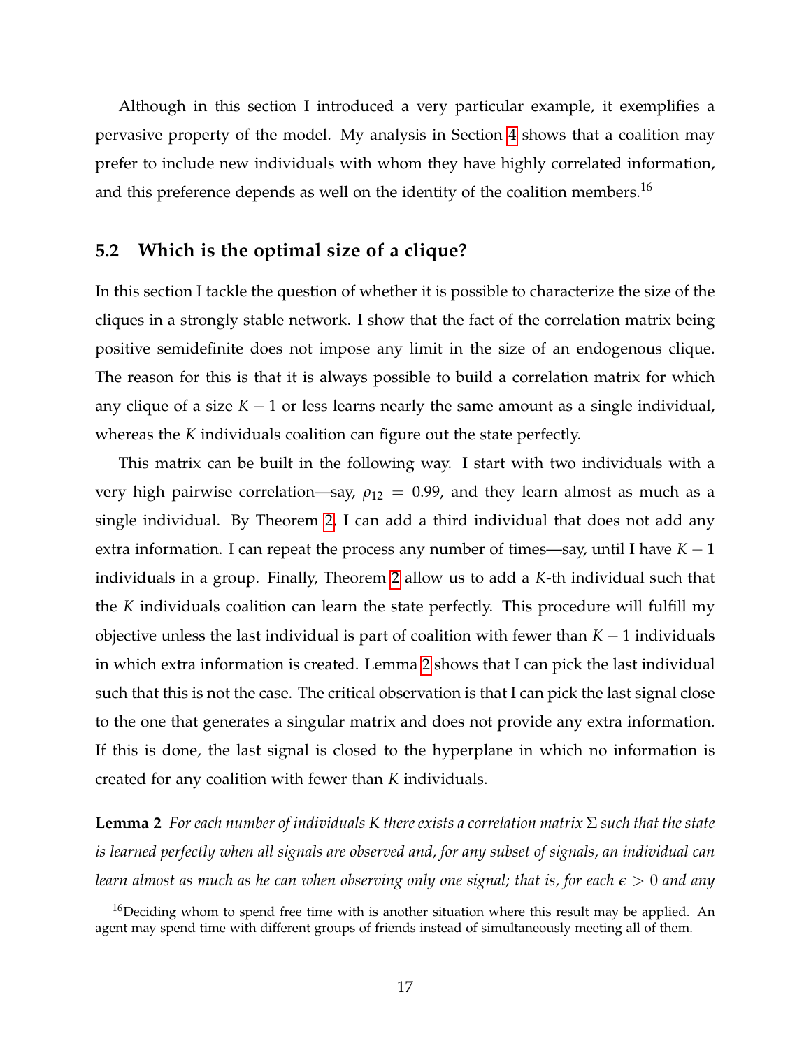Although in this section I introduced a very particular example, it exemplifies a pervasive property of the model. My analysis in Section 4 shows that a coalition may prefer to include new individuals with whom they have highly correlated information, and this preference depends as well on the identity of the coalition members.[16]

## 5.2 Which is the optimal size of a clique?

In this section I tackle the question of whether it is possible to characterize the size of the cliques in a strongly stable network. I show that the fact of the correlation matrix being positive semidefinite does not impose any limit in the size of an endogenous clique. The reason for this is that it is always possible to build a correlation matrix for which any clique of a size $K-1$ or less learns nearly the same amount as a single individual, whereas the $K$ individuals coalition can figure out the state perfectly.

This matrix can be built in the following way. I start with two individuals with a very high pairwise correlation—say, $\rho_{12} = 0.99$, and they learn almost as much as a single individual. By Theorem 2, I can add a third individual that does not add any extra information. I can repeat the process any number of times—say, until I have $K-1$ individuals in a group. Finally, Theorem 2 allow us to add a $K$-th individual such that the $K$ individuals coalition can learn the state perfectly. This procedure will fulfill my objective unless the last individual is part of coalition with fewer than $K-1$ individuals in which extra information is created. Lemma 2 shows that I can pick the last individual such that this is not the case. The critical observation is that I can pick the last signal close to the one that generates a singular matrix and does not provide any extra information. If this is done, the last signal is closed to the hyperplane in which no information is created for any coalition with fewer than $K$ individuals.

**Lemma 2** *For each number of individuals $K$ there exists a correlation matrix $\Sigma$ such that the state is learned perfectly when all signals are observed and, for any subset of signals, an individual can learn almost as much as he can when observing only one signal; that is, for each $\epsilon > 0$ and any*

[16] Deciding whom to spend free time with is another situation where this result may be applied. An agent may spend time with different groups of friends instead of simultaneously meeting all of them.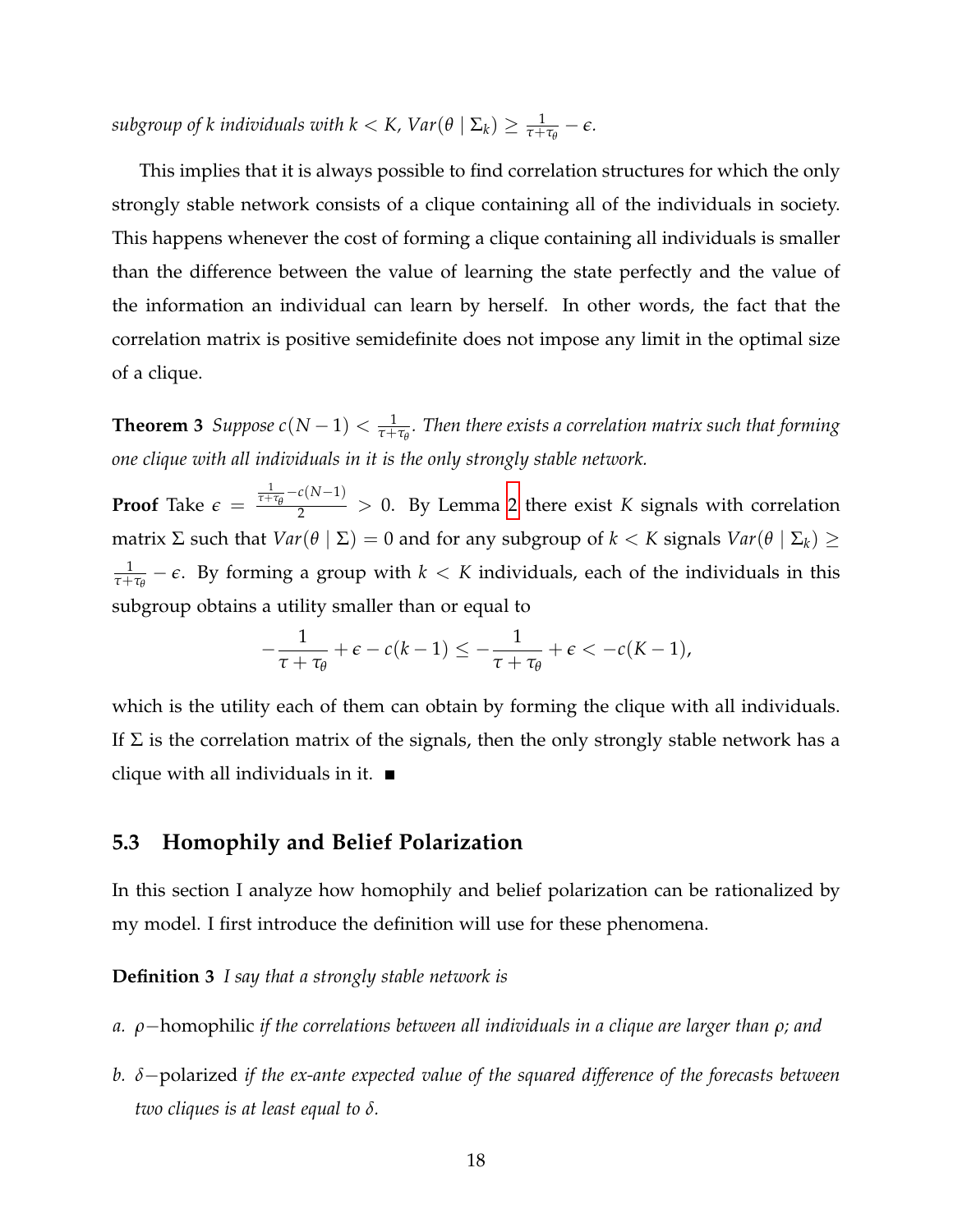*subgroup of $k$ individuals with $k < K$, $Var(\theta \mid \Sigma_k) \geq \frac{1}{\tau+\tau_\theta} - \epsilon$.*

This implies that it is always possible to find correlation structures for which the only strongly stable network consists of a clique containing all of the individuals in society. This happens whenever the cost of forming a clique containing all individuals is smaller than the difference between the value of learning the state perfectly and the value of the information an individual can learn by herself. In other words, the fact that the correlation matrix is positive semidefinite does not impose any limit in the optimal size of a clique.

**Theorem 3** *Suppose $c(N-1) < \frac{1}{\tau+\tau_\theta}$. Then there exists a correlation matrix such that forming one clique with all individuals in it is the only strongly stable network.*

**Proof** Take $\epsilon = \frac{\frac{1}{\tau+\tau_\theta} - c(N-1)}{2} > 0$. By Lemma 2 there exist $K$ signals with correlation matrix $\Sigma$ such that $Var(\theta \mid \Sigma) = 0$ and for any subgroup of $k < K$ signals $Var(\theta \mid \Sigma_k) \geq \frac{1}{\tau+\tau_\theta} - \epsilon$. By forming a group with $k < K$ individuals, each of the individuals in this subgroup obtains a utility smaller than or equal to

$$-\frac{1}{\tau+\tau_\theta} + \epsilon - c(k-1) \leq -\frac{1}{\tau+\tau_\theta} + \epsilon < -c(K-1),$$

which is the utility each of them can obtain by forming the clique with all individuals. If $\Sigma$ is the correlation matrix of the signals, then the only strongly stable network has a clique with all individuals in it. ■

### 5.3 Homophily and Belief Polarization

In this section I analyze how homophily and belief polarization can be rationalized by my model. I first introduce the definition will use for these phenomena.

**Definition 3** *I say that a strongly stable network is*

*a.* $\rho-$homophilic *if the correlations between all individuals in a clique are larger than $\rho$; and*

*b.* $\delta-$polarized *if the ex-ante expected value of the squared difference of the forecasts between two cliques is at least equal to $\delta$.*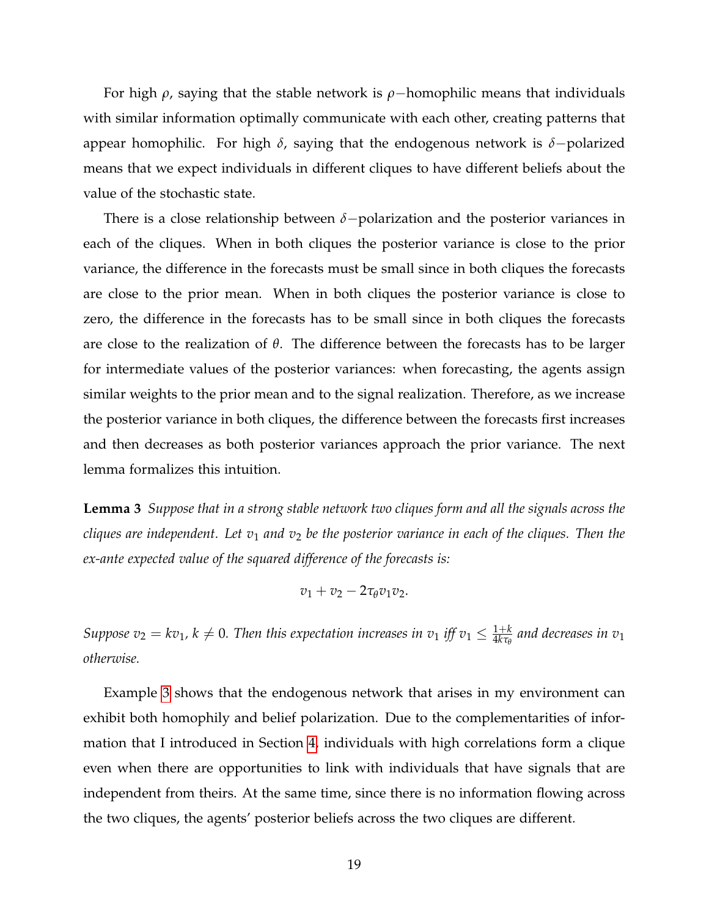For high $\rho$, saying that the stable network is $\rho-$homophilic means that individuals with similar information optimally communicate with each other, creating patterns that appear homophilic. For high $\delta$, saying that the endogenous network is $\delta-$polarized means that we expect individuals in different cliques to have different beliefs about the value of the stochastic state.

There is a close relationship between $\delta-$polarization and the posterior variances in each of the cliques. When in both cliques the posterior variance is close to the prior variance, the difference in the forecasts must be small since in both cliques the forecasts are close to the prior mean. When in both cliques the posterior variance is close to zero, the difference in the forecasts has to be small since in both cliques the forecasts are close to the realization of $\theta$. The difference between the forecasts has to be larger for intermediate values of the posterior variances: when forecasting, the agents assign similar weights to the prior mean and to the signal realization. Therefore, as we increase the posterior variance in both cliques, the difference between the forecasts first increases and then decreases as both posterior variances approach the prior variance. The next lemma formalizes this intuition.

**Lemma 3** *Suppose that in a strong stable network two cliques form and all the signals across the cliques are independent. Let $v_1$ and $v_2$ be the posterior variance in each of the cliques. Then the ex-ante expected value of the squared difference of the forecasts is:*

$$v_1 + v_2 - 2\tau_\theta v_1 v_2.$$

*Suppose $v_2 = kv_1$, $k \neq 0$. Then this expectation increases in $v_1$ iff $v_1 \leq \frac{1+k}{4k\tau_\theta}$ and decreases in $v_1$ otherwise.*

Example 3 shows that the endogenous network that arises in my environment can exhibit both homophily and belief polarization. Due to the complementarities of information that I introduced in Section 4, individuals with high correlations form a clique even when there are opportunities to link with individuals that have signals that are independent from theirs. At the same time, since there is no information flowing across the two cliques, the agents' posterior beliefs across the two cliques are different.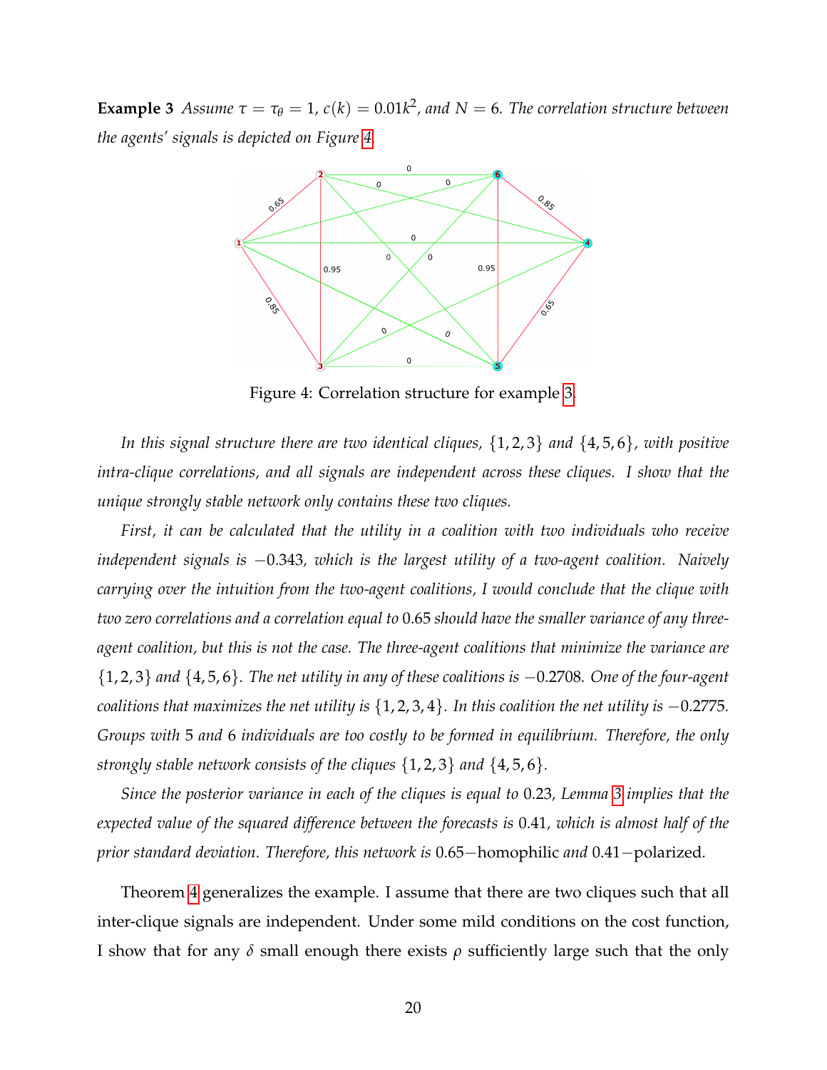**Example 3** *Assume $\tau = \tau_\theta = 1$, $c(k) = 0.01k^2$, and $N = 6$. The correlation structure between the agents' signals is depicted on Figure 4.*

Figure 4: Correlation structure for example 3.

*In this signal structure there are two identical cliques, $\{1, 2, 3\}$ and $\{4, 5, 6\}$, with positive intra-clique correlations, and all signals are independent across these cliques. I show that the unique strongly stable network only contains these two cliques.*

*First, it can be calculated that the utility in a coalition with two individuals who receive independent signals is $-0.343$, which is the largest utility of a two-agent coalition. Naively carrying over the intuition from the two-agent coalitions, I would conclude that the clique with two zero correlations and a correlation equal to $0.65$ should have the smaller variance of any three-agent coalition, but this is not the case. The three-agent coalitions that minimize the variance are $\{1, 2, 3\}$ and $\{4, 5, 6\}$. The net utility in any of these coalitions is $-0.2708$. One of the four-agent coalitions that maximizes the net utility is $\{1, 2, 3, 4\}$. In this coalition the net utility is $-0.2775$. Groups with $5$ and $6$ individuals are too costly to be formed in equilibrium. Therefore, the only strongly stable network consists of the cliques $\{1, 2, 3\}$ and $\{4, 5, 6\}$.*

*Since the posterior variance in each of the cliques is equal to $0.23$, Lemma 3 implies that the expected value of the squared difference between the forecasts is $0.41$, which is almost half of the prior standard deviation. Therefore, this network is $0.65-$homophilic and $0.41-$polarized.*

Theorem 4 generalizes the example. I assume that there are two cliques such that all inter-clique signals are independent. Under some mild conditions on the cost function, I show that for any $\delta$ small enough there exists $\rho$ sufficiently large such that the only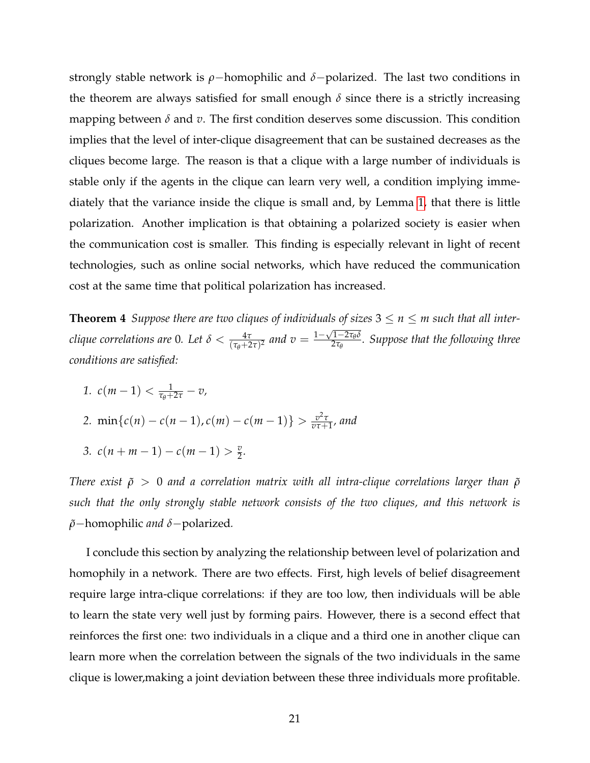strongly stable network is $\rho-$homophilic and $\delta-$polarized. The last two conditions in the theorem are always satisfied for small enough $\delta$ since there is a strictly increasing mapping between $\delta$ and $v$. The first condition deserves some discussion. This condition implies that the level of inter-clique disagreement that can be sustained decreases as the cliques become large. The reason is that a clique with a large number of individuals is stable only if the agents in the clique can learn very well, a condition implying immediately that the variance inside the clique is small and, by Lemma 1, that there is little polarization. Another implication is that obtaining a polarized society is easier when the communication cost is smaller. This finding is especially relevant in light of recent technologies, such as online social networks, which have reduced the communication cost at the same time that political polarization has increased.

**Theorem 4** *Suppose there are two cliques of individuals of sizes $3 \leq n \leq m$ such that all inter-clique correlations are $0$. Let $\delta < \frac{4\tau}{(\tau_\theta + 2\tau)^2}$ and $v = \frac{1-\sqrt{1-2\tau_\theta \delta}}{2\tau_\theta}$. Suppose that the following three conditions are satisfied:*

1. $c(m-1) < \frac{1}{\tau_\theta + 2\tau} - v$,
2. $\min\{c(n) - c(n-1), c(m) - c(m-1)\} > \frac{v^2 \tau}{v\tau + 1}$, *and*
3. $c(n+m-1) - c(m-1) > \frac{v}{2}$.

*There exist $\tilde{\rho} > 0$ and a correlation matrix with all intra-clique correlations larger than $\tilde{\rho}$ such that the only strongly stable network consists of the two cliques, and this network is $\tilde{\rho}-$homophilic and $\delta-$polarized.*

I conclude this section by analyzing the relationship between level of polarization and homophily in a network. There are two effects. First, high levels of belief disagreement require large intra-clique correlations: if they are too low, then individuals will be able to learn the state very well just by forming pairs. However, there is a second effect that reinforces the first one: two individuals in a clique and a third one in another clique can learn more when the correlation between the signals of the two individuals in the same clique is lower,making a joint deviation between these three individuals more profitable.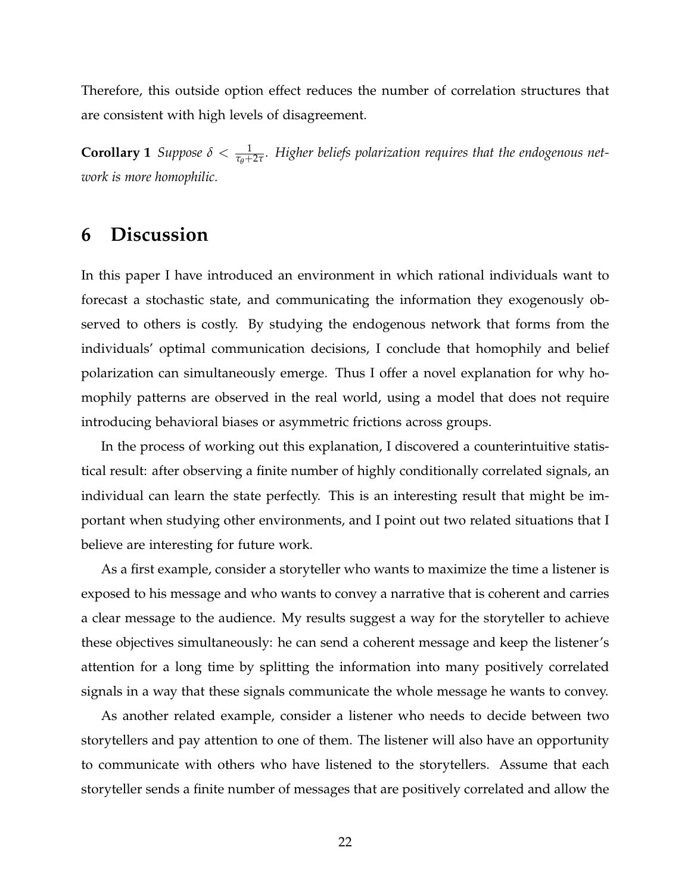Therefore, this outside option effect reduces the number of correlation structures that are consistent with high levels of disagreement.

**Corollary 1** *Suppose $\delta < \frac{1}{\tau_\theta + 2\tau}$. Higher beliefs polarization requires that the endogenous network is more homophilic.*

# 6 Discussion

In this paper I have introduced an environment in which rational individuals want to forecast a stochastic state, and communicating the information they exogenously observed to others is costly. By studying the endogenous network that forms from the individuals' optimal communication decisions, I conclude that homophily and belief polarization can simultaneously emerge. Thus I offer a novel explanation for why homophily patterns are observed in the real world, using a model that does not require introducing behavioral biases or asymmetric frictions across groups.

In the process of working out this explanation, I discovered a counterintuitive statistical result: after observing a finite number of highly conditionally correlated signals, an individual can learn the state perfectly. This is an interesting result that might be important when studying other environments, and I point out two related situations that I believe are interesting for future work.

As a first example, consider a storyteller who wants to maximize the time a listener is exposed to his message and who wants to convey a narrative that is coherent and carries a clear message to the audience. My results suggest a way for the storyteller to achieve these objectives simultaneously: he can send a coherent message and keep the listener's attention for a long time by splitting the information into many positively correlated signals in a way that these signals communicate the whole message he wants to convey.

As another related example, consider a listener who needs to decide between two storytellers and pay attention to one of them. The listener will also have an opportunity to communicate with others who have listened to the storytellers. Assume that each storyteller sends a finite number of messages that are positively correlated and allow the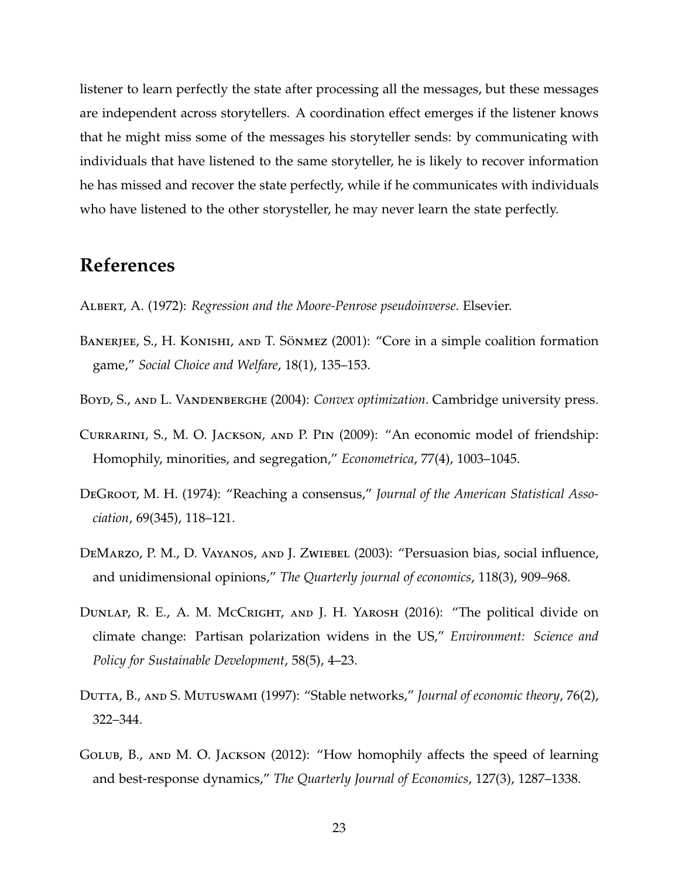listener to learn perfectly the state after processing all the messages, but these messages are independent across storytellers. A coordination effect emerges if the listener knows that he might miss some of the messages his storyteller sends: by communicating with individuals that have listened to the same storyteller, he is likely to recover information he has missed and recover the state perfectly, while if he communicates with individuals who have listened to the other storysteller, he may never learn the state perfectly.

## References

Albert, A. (1972): *Regression and the Moore-Penrose pseudoinverse*. Elsevier.

Banerjee, S., H. Konishi, and T. Sönmez (2001): "Core in a simple coalition formation game," *Social Choice and Welfare*, 18(1), 135–153.

Boyd, S., and L. Vandenberghe (2004): *Convex optimization*. Cambridge university press.

Currarini, S., M. O. Jackson, and P. Pin (2009): "An economic model of friendship: Homophily, minorities, and segregation," *Econometrica*, 77(4), 1003–1045.

DeGroot, M. H. (1974): "Reaching a consensus," *Journal of the American Statistical Association*, 69(345), 118–121.

DeMarzo, P. M., D. Vayanos, and J. Zwiebel (2003): "Persuasion bias, social influence, and unidimensional opinions," *The Quarterly journal of economics*, 118(3), 909–968.

Dunlap, R. E., A. M. McCright, and J. H. Yarosh (2016): "The political divide on climate change: Partisan polarization widens in the US," *Environment: Science and Policy for Sustainable Development*, 58(5), 4–23.

Dutta, B., and S. Mutuswami (1997): "Stable networks," *Journal of economic theory*, 76(2), 322–344.

Golub, B., and M. O. Jackson (2012): "How homophily affects the speed of learning and best-response dynamics," *The Quarterly Journal of Economics*, 127(3), 1287–1338.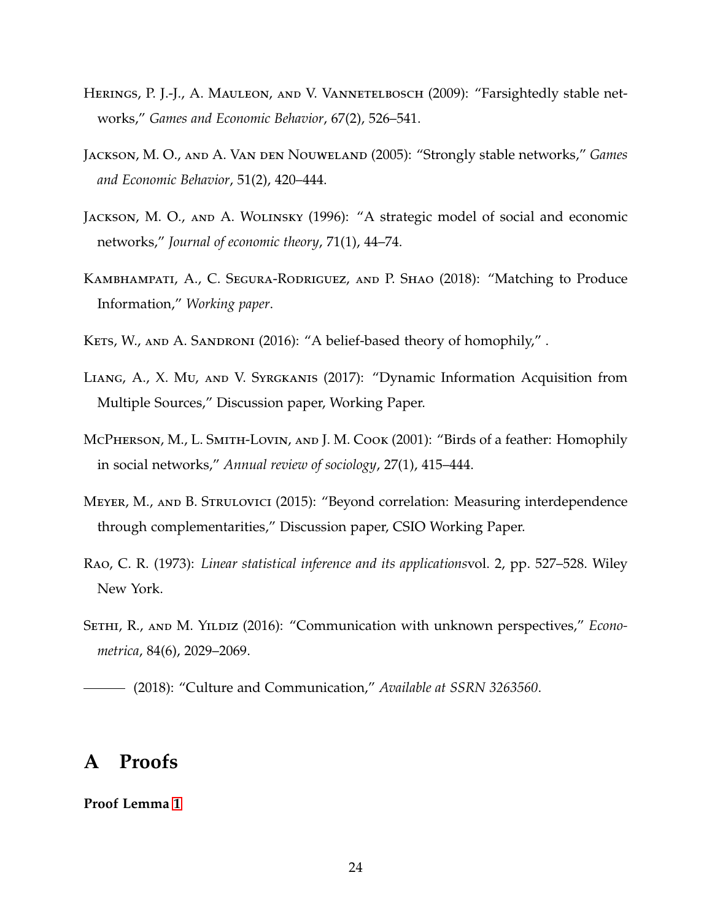Herings, P. J.-J., A. Mauleon, and V. Vannetelbosch (2009): "Farsightedly stable networks," *Games and Economic Behavior*, 67(2), 526–541.

Jackson, M. O., and A. Van den Nouweland (2005): "Strongly stable networks," *Games and Economic Behavior*, 51(2), 420–444.

Jackson, M. O., and A. Wolinsky (1996): "A strategic model of social and economic networks," *Journal of economic theory*, 71(1), 44–74.

Kambhampati, A., C. Segura-Rodriguez, and P. Shao (2018): "Matching to Produce Information," *Working paper*.

Kets, W., and A. Sandroni (2016): "A belief-based theory of homophily," .

Liang, A., X. Mu, and V. Syrgkanis (2017): "Dynamic Information Acquisition from Multiple Sources," Discussion paper, Working Paper.

McPherson, M., L. Smith-Lovin, and J. M. Cook (2001): "Birds of a feather: Homophily in social networks," *Annual review of sociology*, 27(1), 415–444.

Meyer, M., and B. Strulovici (2015): "Beyond correlation: Measuring interdependence through complementarities," Discussion paper, CSIO Working Paper.

Rao, C. R. (1973): *Linear statistical inference and its applications*vol. 2, pp. 527–528. Wiley New York.

Sethi, R., and M. Yildiz (2016): "Communication with unknown perspectives," *Econometrica*, 84(6), 2029–2069.

——— (2018): "Culture and Communication," *Available at SSRN 3263560*.

# A Proofs

**Proof Lemma 1**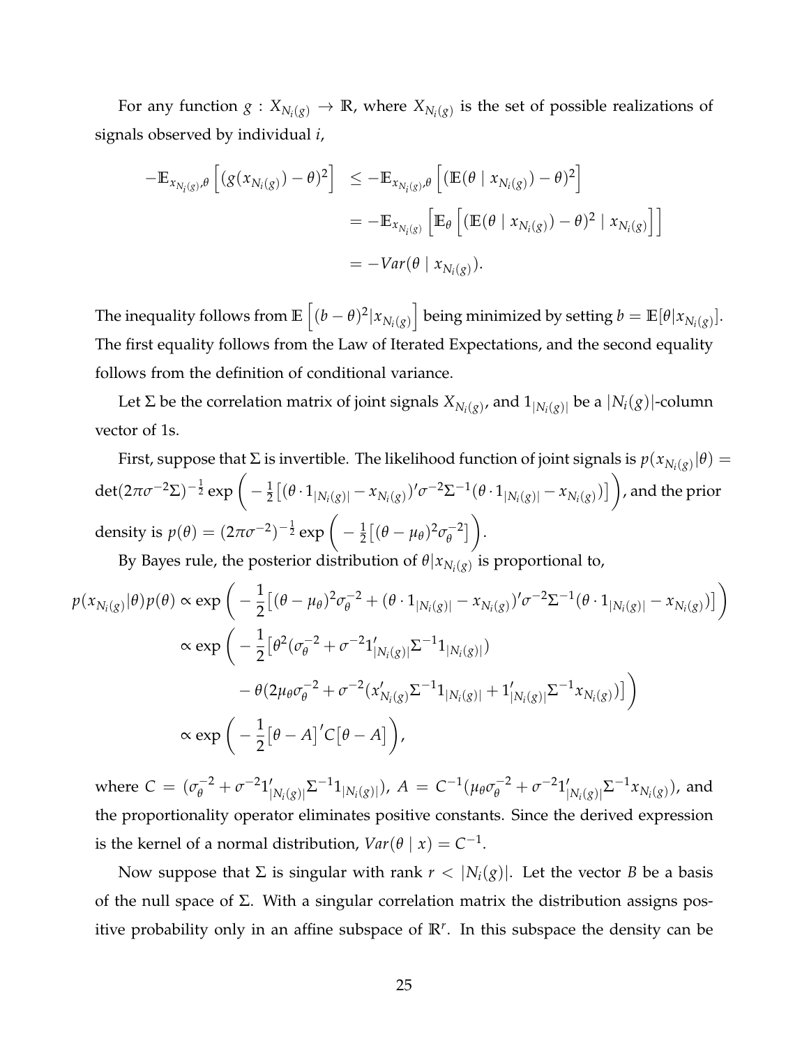For any function $g : X_{N_i(g)} \to \mathbb{R}$, where $X_{N_i(g)}$ is the set of possible realizations of signals observed by individual $i$,

$$
\begin{aligned}
-\mathbb{E}_{x_{N_i(g)},\theta}\left[(g(x_{N_i(g)}) - \theta)^2\right] &\leq -\mathbb{E}_{x_{N_i(g)},\theta}\left[(\mathbb{E}(\theta \mid x_{N_i(g)}) - \theta)^2\right] \\
&= -\mathbb{E}_{x_{N_i(g)}}\left[\mathbb{E}_{\theta}\left[(\mathbb{E}(\theta \mid x_{N_i(g)}) - \theta)^2 \mid x_{N_i(g)}\right]\right] \\
&= -Var(\theta \mid x_{N_i(g)}).
\end{aligned}
$$

The inequality follows from $\mathbb{E}\left[(b-\theta)^2 | x_{N_i(g)}\right]$ being minimized by setting $b = \mathbb{E}[\theta | x_{N_i(g)}]$. The first equality follows from the Law of Iterated Expectations, and the second equality follows from the definition of conditional variance.

Let $\Sigma$ be the correlation matrix of joint signals $X_{N_i(g)}$, and $1_{|N_i(g)|}$ be a $|N_i(g)|$-column vector of 1s.

First, suppose that $\Sigma$ is invertible. The likelihood function of joint signals is $p(x_{N_i(g)}|\theta) = \det(2\pi\sigma^{-2}\Sigma)^{-\frac{1}{2}} \exp\left( -\frac{1}{2}\left[(\theta \cdot 1_{|N_i(g)|} - x_{N_i(g)})'\sigma^{-2}\Sigma^{-1}(\theta \cdot 1_{|N_i(g)|} - x_{N_i(g)})\right]\right)$, and the prior density is $p(\theta) = (2\pi\sigma^{-2})^{-\frac{1}{2}} \exp\left( -\frac{1}{2}\left[(\theta - \mu_\theta)^2\sigma_\theta^{-2}\right]\right)$.

By Bayes rule, the posterior distribution of $\theta|x_{N_i(g)}$ is proportional to,

$$
\begin{aligned}
p(x_{N_i(g)}|\theta)p(\theta) &\propto \exp\left( -\frac{1}{2}\left[(\theta - \mu_\theta)^2\sigma_\theta^{-2} + (\theta \cdot 1_{|N_i(g)|} - x_{N_i(g)})'\sigma^{-2}\Sigma^{-1}(\theta \cdot 1_{|N_i(g)|} - x_{N_i(g)})\right]\right) \\
&\propto \exp\Big( -\frac{1}{2}\big[\theta^2(\sigma_\theta^{-2} + \sigma^{-2}1'_{|N_i(g)|}\Sigma^{-1}1_{|N_i(g)|}) \\
&\qquad - \theta(2\mu_\theta\sigma_\theta^{-2} + \sigma^{-2}(x'_{N_i(g)}\Sigma^{-1}1_{|N_i(g)|} + 1'_{|N_i(g)|}\Sigma^{-1}x_{N_i(g)}))\big]\Big) \\
&\propto \exp\left( -\frac{1}{2}\left[\theta - A\right]'C\left[\theta - A\right]\right),
\end{aligned}
$$

where $C = (\sigma_\theta^{-2} + \sigma^{-2}1'_{|N_i(g)|}\Sigma^{-1}1_{|N_i(g)|})$, $A = C^{-1}(\mu_\theta\sigma_\theta^{-2} + \sigma^{-2}1'_{|N_i(g)|}\Sigma^{-1}x_{N_i(g)})$, and the proportionality operator eliminates positive constants. Since the derived expression is the kernel of a normal distribution, $Var(\theta \mid x) = C^{-1}$.

Now suppose that $\Sigma$ is singular with rank $r < |N_i(g)|$. Let the vector $B$ be a basis of the null space of $\Sigma$. With a singular correlation matrix the distribution assigns positive probability only in an affine subspace of $\mathbb{R}^r$. In this subspace the density can be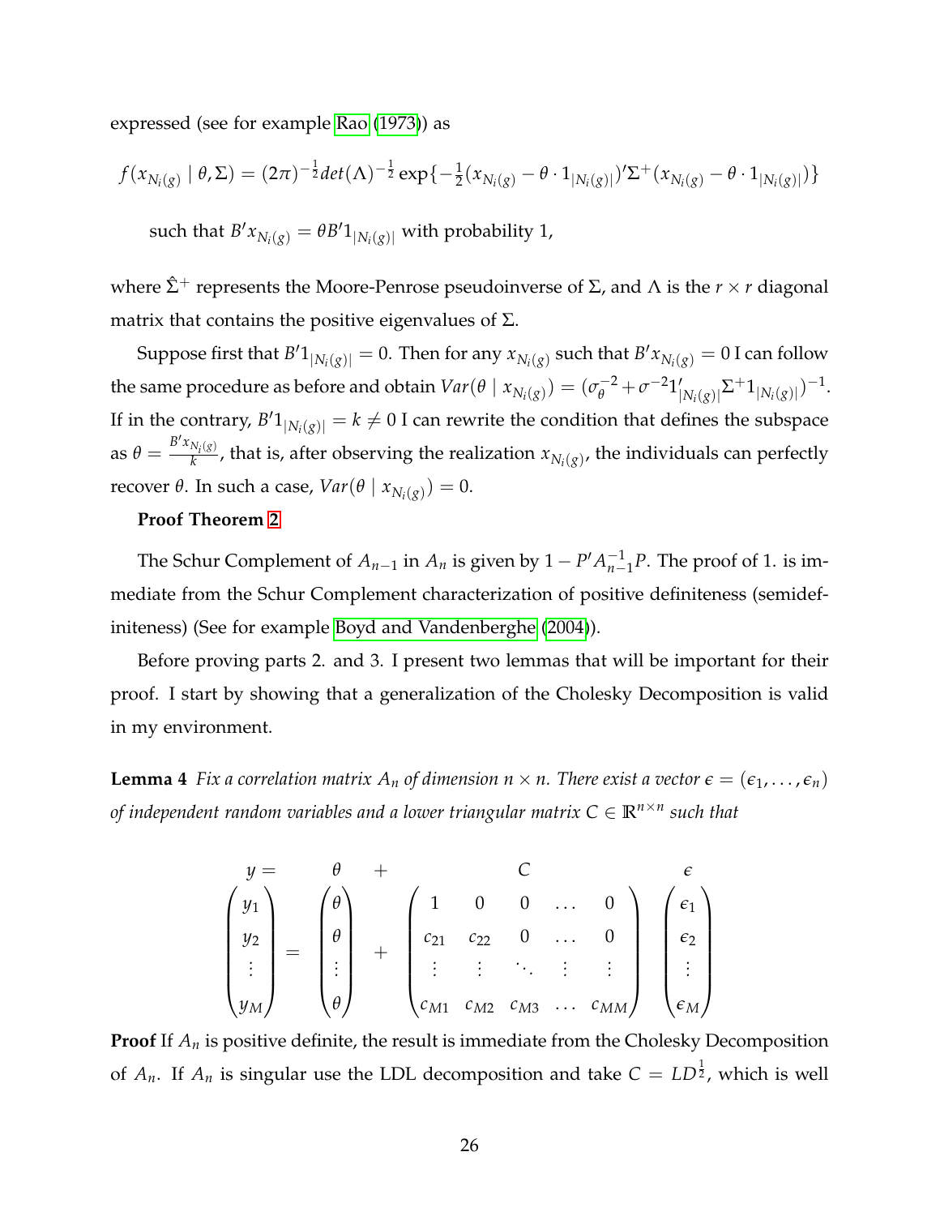expressed (see for example Rao (1973)) as

$$f(x_{N_i(g)} \mid \theta, \Sigma) = (2\pi)^{-\frac{1}{2}} det(\Lambda)^{-\frac{1}{2}} \exp\{-\tfrac{1}{2}(x_{N_i(g)} - \theta \cdot 1_{|N_i(g)|})'\Sigma^{+}(x_{N_i(g)} - \theta \cdot 1_{|N_i(g)|})\}$$

such that $B'x_{N_i(g)} = \theta B' 1_{|N_i(g)|}$ with probability 1,

where $\hat{\Sigma}^{+}$ represents the Moore-Penrose pseudoinverse of $\Sigma$, and $\Lambda$ is the $r \times r$ diagonal matrix that contains the positive eigenvalues of $\Sigma$.

Suppose first that $B'1_{|N_i(g)|} = 0$. Then for any $x_{N_i(g)}$ such that $B'x_{N_i(g)} = 0$ I can follow the same procedure as before and obtain $Var(\theta \mid x_{N_i(g)}) = (\sigma_\theta^{-2} + \sigma^{-2} 1'_{|N_i(g)|}\Sigma^{+} 1_{|N_i(g)|})^{-1}$. If in the contrary, $B'1_{|N_i(g)|} = k \neq 0$ I can rewrite the condition that defines the subspace as $\theta = \frac{B'x_{N_i(g)}}{k}$, that is, after observing the realization $x_{N_i(g)}$, the individuals can perfectly recover $\theta$. In such a case, $Var(\theta \mid x_{N_i(g)}) = 0$.

**Proof Theorem 2**

The Schur Complement of $A_{n-1}$ in $A_n$ is given by $1 - P'A_{n-1}^{-1}P$. The proof of 1. is immediate from the Schur Complement characterization of positive definiteness (semidefiniteness) (See for example Boyd and Vandenberghe (2004)).

Before proving parts 2. and 3. I present two lemmas that will be important for their proof. I start by showing that a generalization of the Cholesky Decomposition is valid in my environment.

**Lemma 4** *Fix a correlation matrix $A_n$ of dimension $n \times n$. There exist a vector $\epsilon = (\epsilon_1, \dots, \epsilon_n)$ of independent random variables and a lower triangular matrix $C \in \mathbb{R}^{n \times n}$ such that*

$$\underset{y =}{\begin{pmatrix} y_1 \\ y_2 \\ \vdots \\ y_M \end{pmatrix}} = \underset{\theta}{\begin{pmatrix} \theta \\ \theta \\ \vdots \\ \theta \end{pmatrix}} + \underset{C}{\begin{pmatrix} 1 & 0 & 0 & \dots & 0 \\ c_{21} & c_{22} & 0 & \dots & 0 \\ \vdots & \vdots & \ddots & \vdots & \vdots \\ c_{M1} & c_{M2} & c_{M3} & \dots & c_{MM} \end{pmatrix}} \underset{\epsilon}{\begin{pmatrix} \epsilon_1 \\ \epsilon_2 \\ \vdots \\ \epsilon_M \end{pmatrix}}$$

**Proof** If $A_n$ is positive definite, the result is immediate from the Cholesky Decomposition of $A_n$. If $A_n$ is singular use the LDL decomposition and take $C = LD^{\frac{1}{2}}$, which is well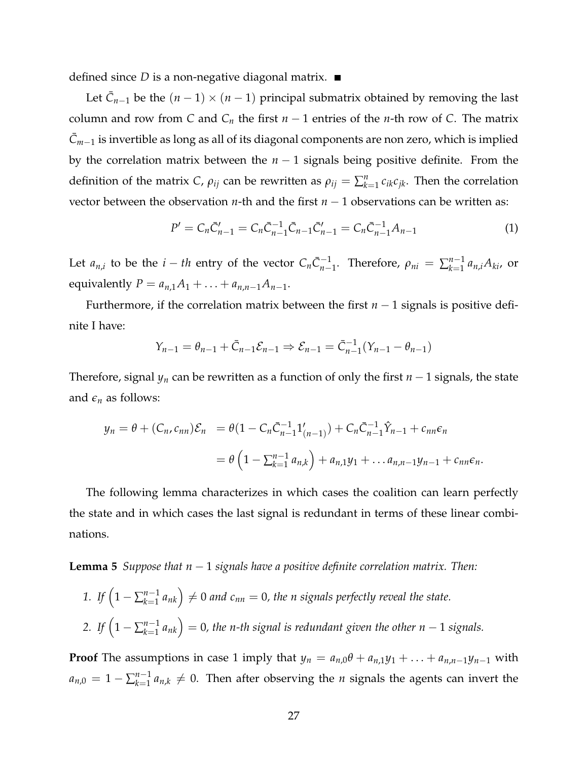defined since $D$ is a non-negative diagonal matrix. ■

Let $\bar{C}_{n-1}$ be the $(n-1) \times (n-1)$ principal submatrix obtained by removing the last column and row from $C$ and $C_n$ the first $n-1$ entries of the $n$-th row of $C$. The matrix $\bar{C}_{m-1}$ is invertible as long as all of its diagonal components are non zero, which is implied by the correlation matrix between the $n-1$ signals being positive definite. From the definition of the matrix $C$, $\rho_{ij}$ can be rewritten as $\rho_{ij} = \sum_{k=1}^{n} c_{ik} c_{jk}$. Then the correlation vector between the observation $n$-th and the first $n-1$ observations can be written as:

$$P' = C_n \bar{C}'_{n-1} = C_n \bar{C}_{n-1}^{-1} \bar{C}_{n-1} \bar{C}'_{n-1} = C_n \bar{C}_{n-1}^{-1} A_{n-1} \tag{1}$$

Let $a_{n,i}$ to be the $i-th$ entry of the vector $C_n \bar{C}_{n-1}^{-1}$. Therefore, $\rho_{ni} = \sum_{k=1}^{n-1} a_{n,i} A_{ki}$, or equivalently $P = a_{n,1} A_1 + \ldots + a_{n,n-1} A_{n-1}$.

Furthermore, if the correlation matrix between the first $n-1$ signals is positive definite I have:

$$Y_{n-1} = \theta_{n-1} + \bar{C}_{n-1} \mathcal{E}_{n-1} \Rightarrow \mathcal{E}_{n-1} = \bar{C}_{n-1}^{-1}(Y_{n-1} - \theta_{n-1})$$

Therefore, signal $y_n$ can be rewritten as a function of only the first $n-1$ signals, the state and $\epsilon_n$ as follows:

$$\begin{aligned} y_n = \theta + (C_n, c_{nn}) \mathcal{E}_n &= \theta(1 - C_n \bar{C}_{n-1}^{-1} 1'_{(n-1)}) + C_n \bar{C}_{n-1}^{-1} \hat{Y}_{n-1} + c_{nn} \epsilon_n \\ &= \theta \left(1 - \textstyle\sum_{k=1}^{n-1} a_{n,k}\right) + a_{n,1} y_1 + \ldots a_{n,n-1} y_{n-1} + c_{nn} \epsilon_n. \end{aligned}$$

The following lemma characterizes in which cases the coalition can learn perfectly the state and in which cases the last signal is redundant in terms of these linear combinations.

**Lemma 5** *Suppose that $n-1$ signals have a positive definite correlation matrix. Then:*

1. *If $\left(1 - \sum_{k=1}^{n-1} a_{nk}\right) \neq 0$ and $c_{nn} = 0$, the $n$ signals perfectly reveal the state.*
2. *If $\left(1 - \sum_{k=1}^{n-1} a_{nk}\right) = 0$, the $n$-th signal is redundant given the other $n-1$ signals.*

**Proof** The assumptions in case 1 imply that $y_n = a_{n,0} \theta + a_{n,1} y_1 + \ldots + a_{n,n-1} y_{n-1}$ with $a_{n,0} = 1 - \sum_{k=1}^{n-1} a_{n,k} \neq 0$. Then after observing the $n$ signals the agents can invert the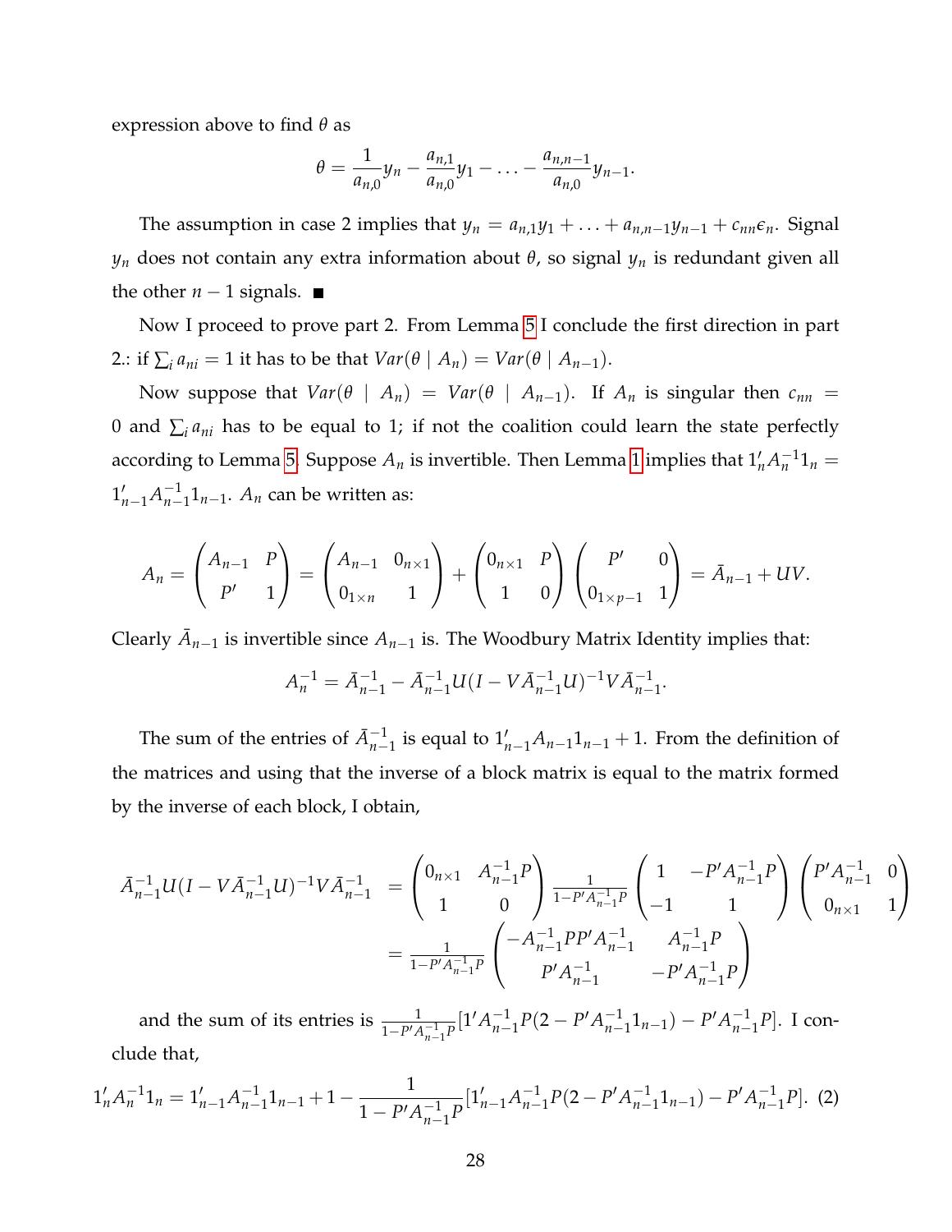expression above to find $\theta$ as

$$\theta = \frac{1}{a_{n,0}} y_n - \frac{a_{n,1}}{a_{n,0}} y_1 - \ldots - \frac{a_{n,n-1}}{a_{n,0}} y_{n-1}.$$

The assumption in case 2 implies that $y_n = a_{n,1}y_1 + \ldots + a_{n,n-1}y_{n-1} + c_{nn}\epsilon_n$. Signal $y_n$ does not contain any extra information about $\theta$, so signal $y_n$ is redundant given all the other $n-1$ signals. ∎

Now I proceed to prove part 2. From Lemma 5 I conclude the first direction in part 2.: if $\sum_i a_{ni} = 1$ it has to be that $Var(\theta \mid A_n) = Var(\theta \mid A_{n-1})$.

Now suppose that $Var(\theta \mid A_n) = Var(\theta \mid A_{n-1})$. If $A_n$ is singular then $c_{nn} = 0$ and $\sum_i a_{ni}$ has to be equal to 1; if not the coalition could learn the state perfectly according to Lemma 5. Suppose $A_n$ is invertible. Then Lemma 1 implies that $1_n' A_n^{-1} 1_n = 1_{n-1}' A_{n-1}^{-1} 1_{n-1}$. $A_n$ can be written as:

$$A_n = \begin{pmatrix} A_{n-1} & P \\ P' & 1 \end{pmatrix} = \begin{pmatrix} A_{n-1} & 0_{n\times 1} \\ 0_{1\times n} & 1 \end{pmatrix} + \begin{pmatrix} 0_{n\times 1} & P \\ 1 & 0 \end{pmatrix} \begin{pmatrix} P' & 0 \\ 0_{1\times p-1} & 1 \end{pmatrix} = \bar{A}_{n-1} + UV.$$

Clearly $\bar{A}_{n-1}$ is invertible since $A_{n-1}$ is. The Woodbury Matrix Identity implies that:

$$A_n^{-1} = \bar{A}_{n-1}^{-1} - \bar{A}_{n-1}^{-1} U (I - V \bar{A}_{n-1}^{-1} U)^{-1} V \bar{A}_{n-1}^{-1}.$$

The sum of the entries of $\bar{A}_{n-1}^{-1}$ is equal to $1_{n-1}' A_{n-1} 1_{n-1} + 1$. From the definition of the matrices and using that the inverse of a block matrix is equal to the matrix formed by the inverse of each block, I obtain,

$$\begin{aligned}
\bar{A}_{n-1}^{-1} U (I - V \bar{A}_{n-1}^{-1} U)^{-1} V \bar{A}_{n-1}^{-1} &= \begin{pmatrix} 0_{n\times 1} & A_{n-1}^{-1} P \\ 1 & 0 \end{pmatrix} \frac{1}{1 - P' A_{n-1}^{-1} P} \begin{pmatrix} 1 & -P' A_{n-1}^{-1} P \\ -1 & 1 \end{pmatrix} \begin{pmatrix} P' A_{n-1}^{-1} & 0 \\ 0_{n\times 1} & 1 \end{pmatrix} \\
&= \frac{1}{1 - P' A_{n-1}^{-1} P} \begin{pmatrix} -A_{n-1}^{-1} P P' A_{n-1}^{-1} & A_{n-1}^{-1} P \\ P' A_{n-1}^{-1} & -P' A_{n-1}^{-1} P \end{pmatrix}
\end{aligned}$$

and the sum of its entries is $\frac{1}{1 - P' A_{n-1}^{-1} P} [1' A_{n-1}^{-1} P (2 - P' A_{n-1}^{-1} 1_{n-1}) - P' A_{n-1}^{-1} P]$. I conclude that,

$$1_n' A_n^{-1} 1_n = 1_{n-1}' A_{n-1}^{-1} 1_{n-1} + 1 - \frac{1}{1 - P' A_{n-1}^{-1} P} [1_{n-1}' A_{n-1}^{-1} P (2 - P' A_{n-1}^{-1} 1_{n-1}) - P' A_{n-1}^{-1} P]. \quad (2)$$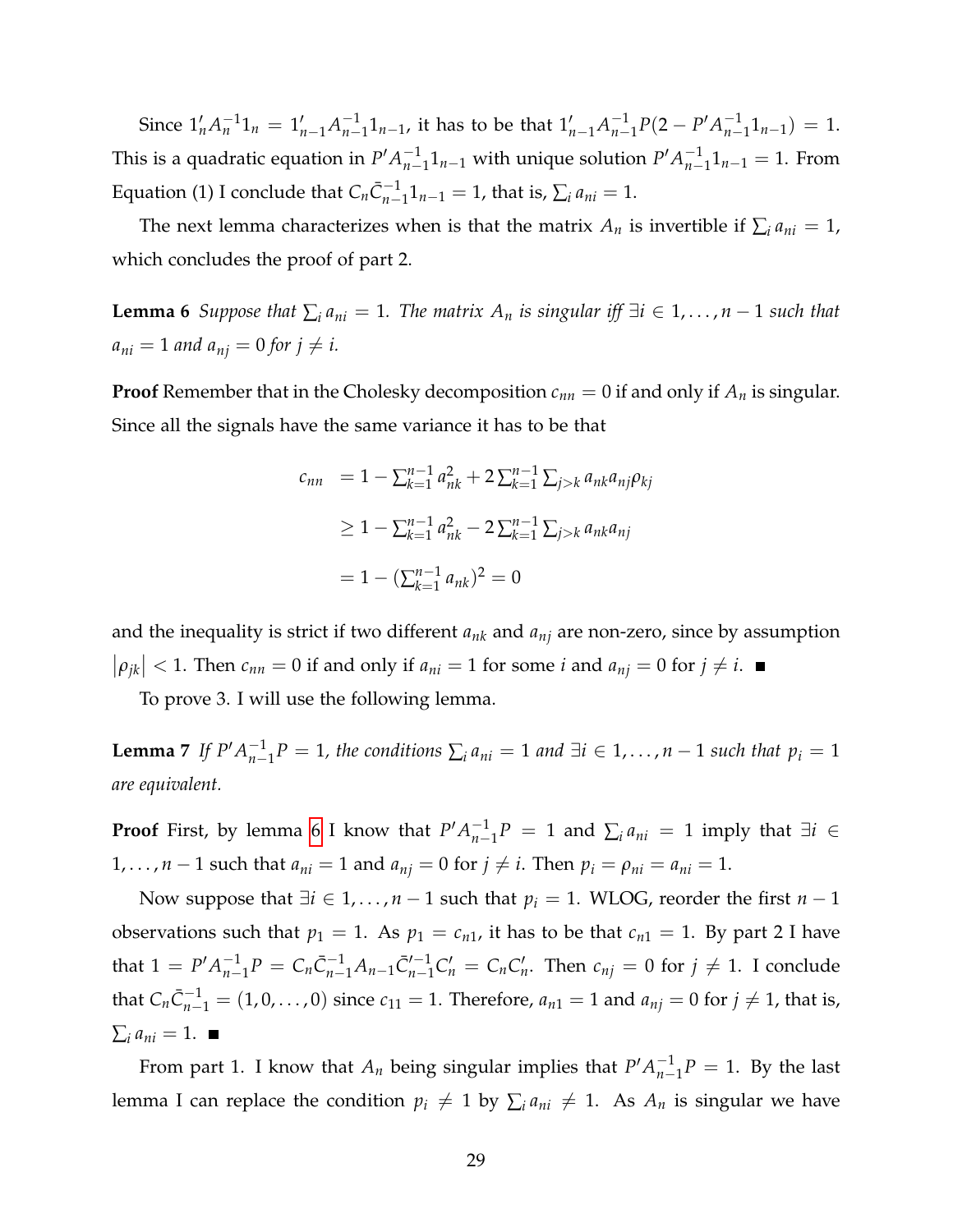Since $1_n' A_n^{-1} 1_n = 1_{n-1}' A_{n-1}^{-1} 1_{n-1}$, it has to be that $1_{n-1}' A_{n-1}^{-1} P(2 - P' A_{n-1}^{-1} 1_{n-1}) = 1$. This is a quadratic equation in $P' A_{n-1}^{-1} 1_{n-1}$ with unique solution $P' A_{n-1}^{-1} 1_{n-1} = 1$. From Equation (1) I conclude that $C_n \bar{C}_{n-1}^{-1} 1_{n-1} = 1$, that is, $\sum_i a_{ni} = 1$.

The next lemma characterizes when is that the matrix $A_n$ is invertible if $\sum_i a_{ni} = 1$, which concludes the proof of part 2.

**Lemma 6** *Suppose that $\sum_i a_{ni} = 1$. The matrix $A_n$ is singular iff $\exists i \in 1, \ldots, n-1$ such that $a_{ni} = 1$ and $a_{nj} = 0$ for $j \neq i$.*

**Proof** Remember that in the Cholesky decomposition $c_{nn} = 0$ if and only if $A_n$ is singular. Since all the signals have the same variance it has to be that

$$
\begin{aligned}
c_{nn} &= 1 - \textstyle\sum_{k=1}^{n-1} a_{nk}^2 + 2 \sum_{k=1}^{n-1} \sum_{j>k} a_{nk} a_{nj} \rho_{kj} \\
&\geq 1 - \textstyle\sum_{k=1}^{n-1} a_{nk}^2 - 2 \sum_{k=1}^{n-1} \sum_{j>k} a_{nk} a_{nj} \\
&= 1 - (\textstyle\sum_{k=1}^{n-1} a_{nk})^2 = 0
\end{aligned}
$$

and the inequality is strict if two different $a_{nk}$ and $a_{nj}$ are non-zero, since by assumption $|\rho_{jk}| < 1$. Then $c_{nn} = 0$ if and only if $a_{ni} = 1$ for some $i$ and $a_{nj} = 0$ for $j \neq i$. ■

To prove 3. I will use the following lemma.

**Lemma 7** *If $P' A_{n-1}^{-1} P = 1$, the conditions $\sum_i a_{ni} = 1$ and $\exists i \in 1, \ldots, n-1$ such that $p_i = 1$ are equivalent.*

**Proof** First, by lemma 6 I know that $P' A_{n-1}^{-1} P = 1$ and $\sum_i a_{ni} = 1$ imply that $\exists i \in 1, \ldots, n-1$ such that $a_{ni} = 1$ and $a_{nj} = 0$ for $j \neq i$. Then $p_i = \rho_{ni} = a_{ni} = 1$.

Now suppose that $\exists i \in 1, \ldots, n-1$ such that $p_i = 1$. WLOG, reorder the first $n-1$ observations such that $p_1 = 1$. As $p_1 = c_{n1}$, it has to be that $c_{n1} = 1$. By part 2 I have that $1 = P' A_{n-1}^{-1} P = C_n \bar{C}_{n-1}^{-1} A_{n-1} \bar{C}_{n-1}'^{-1} C_n' = C_n C_n'$. Then $c_{nj} = 0$ for $j \neq 1$. I conclude that $C_n \bar{C}_{n-1}^{-1} = (1, 0, \ldots, 0)$ since $c_{11} = 1$. Therefore, $a_{n1} = 1$ and $a_{nj} = 0$ for $j \neq 1$, that is, $\sum_i a_{ni} = 1$. ■

From part 1. I know that $A_n$ being singular implies that $P' A_{n-1}^{-1} P = 1$. By the last lemma I can replace the condition $p_i \neq 1$ by $\sum_i a_{ni} \neq 1$. As $A_n$ is singular we have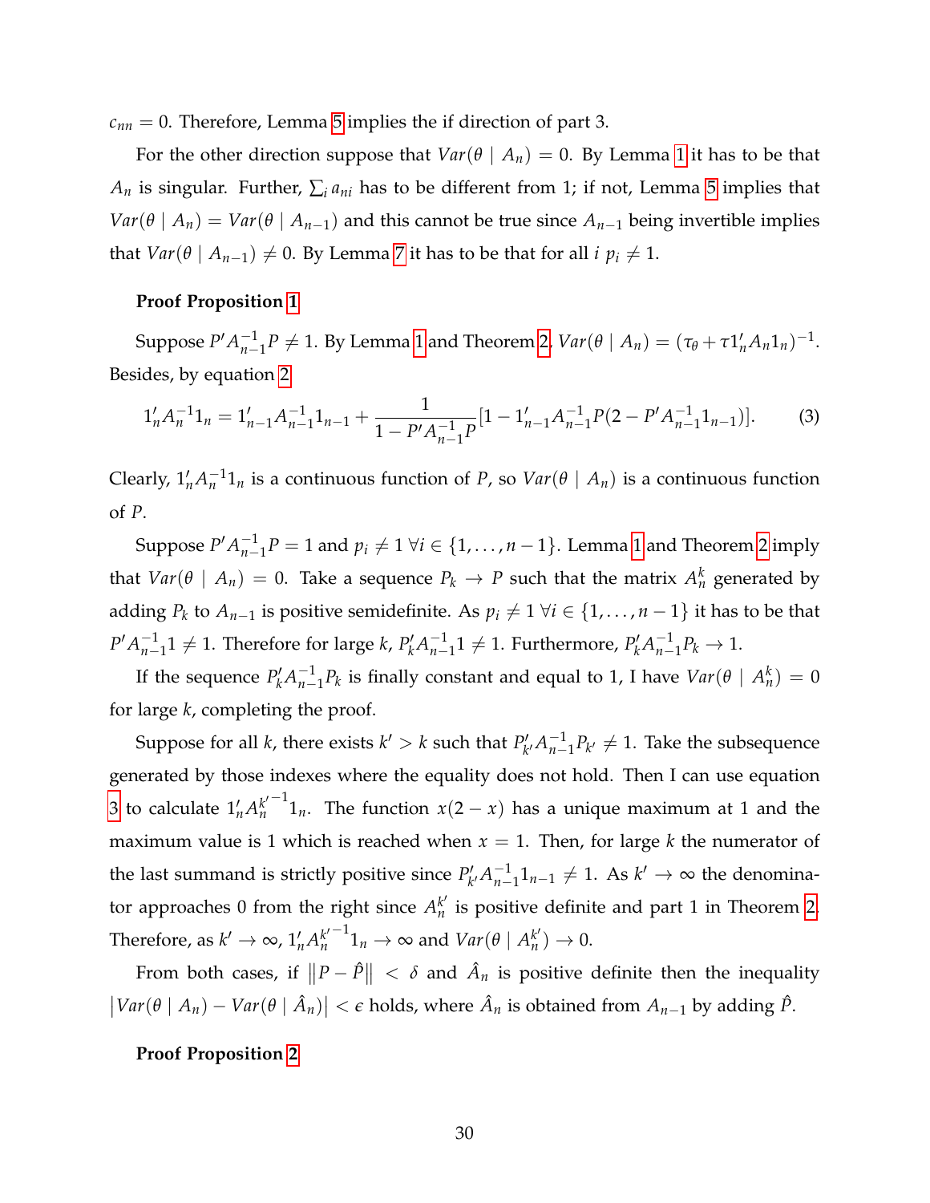$c_{nn} = 0$. Therefore, Lemma 5 implies the if direction of part 3.

For the other direction suppose that $Var(\theta \mid A_n) = 0$. By Lemma 1 it has to be that $A_n$ is singular. Further, $\sum_i a_{ni}$ has to be different from 1; if not, Lemma 5 implies that $Var(\theta \mid A_n) = Var(\theta \mid A_{n-1})$ and this cannot be true since $A_{n-1}$ being invertible implies that $Var(\theta \mid A_{n-1}) \neq 0$. By Lemma 7 it has to be that for all $i$ $p_i \neq 1$.

**Proof Proposition 1**

Suppose $P' A_{n-1}^{-1} P \neq 1$. By Lemma 1 and Theorem 2, $Var(\theta \mid A_n) = (\tau_\theta + \tau 1_n' A_n 1_n)^{-1}$. Besides, by equation 2

$$1_n' A_n^{-1} 1_n = 1_{n-1}' A_{n-1}^{-1} 1_{n-1} + \frac{1}{1 - P' A_{n-1}^{-1} P} [1 - 1_{n-1}' A_{n-1}^{-1} P (2 - P' A_{n-1}^{-1} 1_{n-1})]. \tag{3}$$

Clearly, $1_n' A_n^{-1} 1_n$ is a continuous function of $P$, so $Var(\theta \mid A_n)$ is a continuous function of $P$.

Suppose $P' A_{n-1}^{-1} P = 1$ and $p_i \neq 1 \ \forall i \in \{1, \ldots, n-1\}$. Lemma 1 and Theorem 2 imply that $Var(\theta \mid A_n) = 0$. Take a sequence $P_k \to P$ such that the matrix $A_n^k$ generated by adding $P_k$ to $A_{n-1}$ is positive semidefinite. As $p_i \neq 1 \ \forall i \in \{1, \ldots, n-1\}$ it has to be that $P' A_{n-1}^{-1} 1 \neq 1$. Therefore for large $k$, $P_k' A_{n-1}^{-1} 1 \neq 1$. Furthermore, $P_k' A_{n-1}^{-1} P_k \to 1$.

If the sequence $P_k' A_{n-1}^{-1} P_k$ is finally constant and equal to 1, I have $Var(\theta \mid A_n^k) = 0$ for large $k$, completing the proof.

Suppose for all $k$, there exists $k' > k$ such that $P_{k'}' A_{n-1}^{-1} P_{k'} \neq 1$. Take the subsequence generated by those indexes where the equality does not hold. Then I can use equation 3 to calculate $1_n' A_n^{k'-1} 1_n$. The function $x(2-x)$ has a unique maximum at 1 and the maximum value is 1 which is reached when $x = 1$. Then, for large $k$ the numerator of the last summand is strictly positive since $P_{k'}' A_{n-1}^{-1} 1_{n-1} \neq 1$. As $k' \to \infty$ the denominator approaches 0 from the right since $A_n^{k'}$ is positive definite and part 1 in Theorem 2. Therefore, as $k' \to \infty$, $1_n' A_n^{k'-1} 1_n \to \infty$ and $Var(\theta \mid A_n^{k'}) \to 0$.

From both cases, if $\|P - \hat{P}\| < \delta$ and $\hat{A}_n$ is positive definite then the inequality $|Var(\theta \mid A_n) - Var(\theta \mid \hat{A}_n)| < \epsilon$ holds, where $\hat{A}_n$ is obtained from $A_{n-1}$ by adding $\hat{P}$.

**Proof Proposition 2**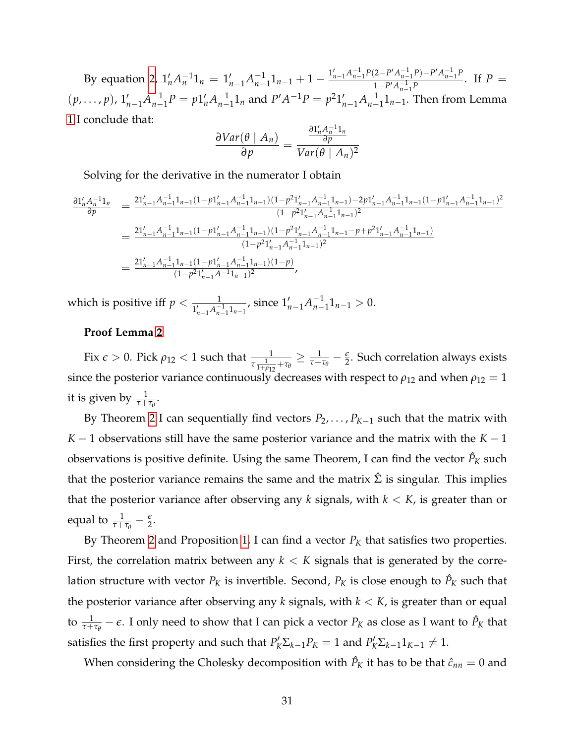By equation 2, $1_n' A_n^{-1} 1_n = 1_{n-1}' A_{n-1}^{-1} 1_{n-1} + 1 - \frac{1_{n-1}' A_{n-1}^{-1} P(2 - P' A_{n-1}^{-1} P) - P' A_{n-1}^{-1} P}{1 - P' A_{n-1}^{-1} P}$. If $P = (p, \ldots, p)$, $1_{n-1}' A_{n-1}^{-1} P = p 1_n' A_{n-1}^{-1} 1_n$ and $P' A^{-1} P = p^2 1_{n-1}' A_{n-1}^{-1} 1_{n-1}$. Then from Lemma 1 I conclude that:

$$\frac{\partial Var(\theta \mid A_n)}{\partial p} = \frac{\frac{\partial 1_n' A_n^{-1} 1_n}{\partial p}}{Var(\theta \mid A_n)^2}$$

Solving for the derivative in the numerator I obtain

$$\begin{aligned}
\frac{\partial 1_n' A_n^{-1} 1_n}{\partial p} &= \frac{2 1_{n-1}' A_{n-1}^{-1} 1_{n-1} (1 - p 1_{n-1}' A_{n-1}^{-1} 1_{n-1})(1 - p^2 1_{n-1}' A_{n-1}^{-1} 1_{n-1}) - 2p 1_{n-1}' A_{n-1}^{-1} 1_{n-1} (1 - p 1_{n-1}' A_{n-1}^{-1} 1_{n-1})^2}{(1 - p^2 1_{n-1}' A_{n-1}^{-1} 1_{n-1})^2} \\
&= \frac{2 1_{n-1}' A_{n-1}^{-1} 1_{n-1} (1 - p 1_{n-1}' A_{n-1}^{-1} 1_{n-1})(1 - p^2 1_{n-1}' A_{n-1}^{-1} 1_{n-1} - p + p^2 1_{n-1}' A_{n-1}^{-1} 1_{n-1})}{(1 - p^2 1_{n-1}' A_{n-1}^{-1} 1_{n-1})^2} \\
&= \frac{2 1_{n-1}' A_{n-1}^{-1} 1_{n-1} (1 - p 1_{n-1}' A_{n-1}^{-1} 1_{n-1})(1 - p)}{(1 - p^2 1_{n-1}' A^{-1} 1_{n-1})^2},
\end{aligned}$$

which is positive iff $p < \frac{1}{1_{n-1}' A_{n-1}^{-1} 1_{n-1}}$, since $1_{n-1}' A_{n-1}^{-1} 1_{n-1} > 0$.

**Proof Lemma 2**

Fix $\epsilon > 0$. Pick $\rho_{12} < 1$ such that $\frac{1}{\tau \frac{1}{1+\rho_{12}} + \tau_\theta} \geq \frac{1}{\tau + \tau_\theta} - \frac{\epsilon}{2}$. Such correlation always exists since the posterior variance continuously decreases with respect to $\rho_{12}$ and when $\rho_{12} = 1$ it is given by $\frac{1}{\tau + \tau_\theta}$.

By Theorem 2 I can sequentially find vectors $P_2, \ldots, P_{K-1}$ such that the matrix with $K - 1$ observations still have the same posterior variance and the matrix with the $K - 1$ observations is positive definite. Using the same Theorem, I can find the vector $\hat{P}_K$ such that the posterior variance remains the same and the matrix $\hat{\Sigma}$ is singular. This implies that the posterior variance after observing any $k$ signals, with $k < K$, is greater than or equal to $\frac{1}{\tau + \tau_\theta} - \frac{\epsilon}{2}$.

By Theorem 2 and Proposition 1, I can find a vector $P_K$ that satisfies two properties. First, the correlation matrix between any $k < K$ signals that is generated by the correlation structure with vector $P_K$ is invertible. Second, $P_K$ is close enough to $\hat{P}_K$ such that the posterior variance after observing any $k$ signals, with $k < K$, is greater than or equal to $\frac{1}{\tau + \tau_\theta} - \epsilon$. I only need to show that I can pick a vector $P_K$ as close as I want to $\hat{P}_K$ that satisfies the first property and such that $P_K' \Sigma_{k-1} P_K = 1$ and $P_K' \Sigma_{k-1} 1_{K-1} \neq 1$.

When considering the Cholesky decomposition with $\hat{P}_K$ it has to be that $\hat{c}_{nn} = 0$ and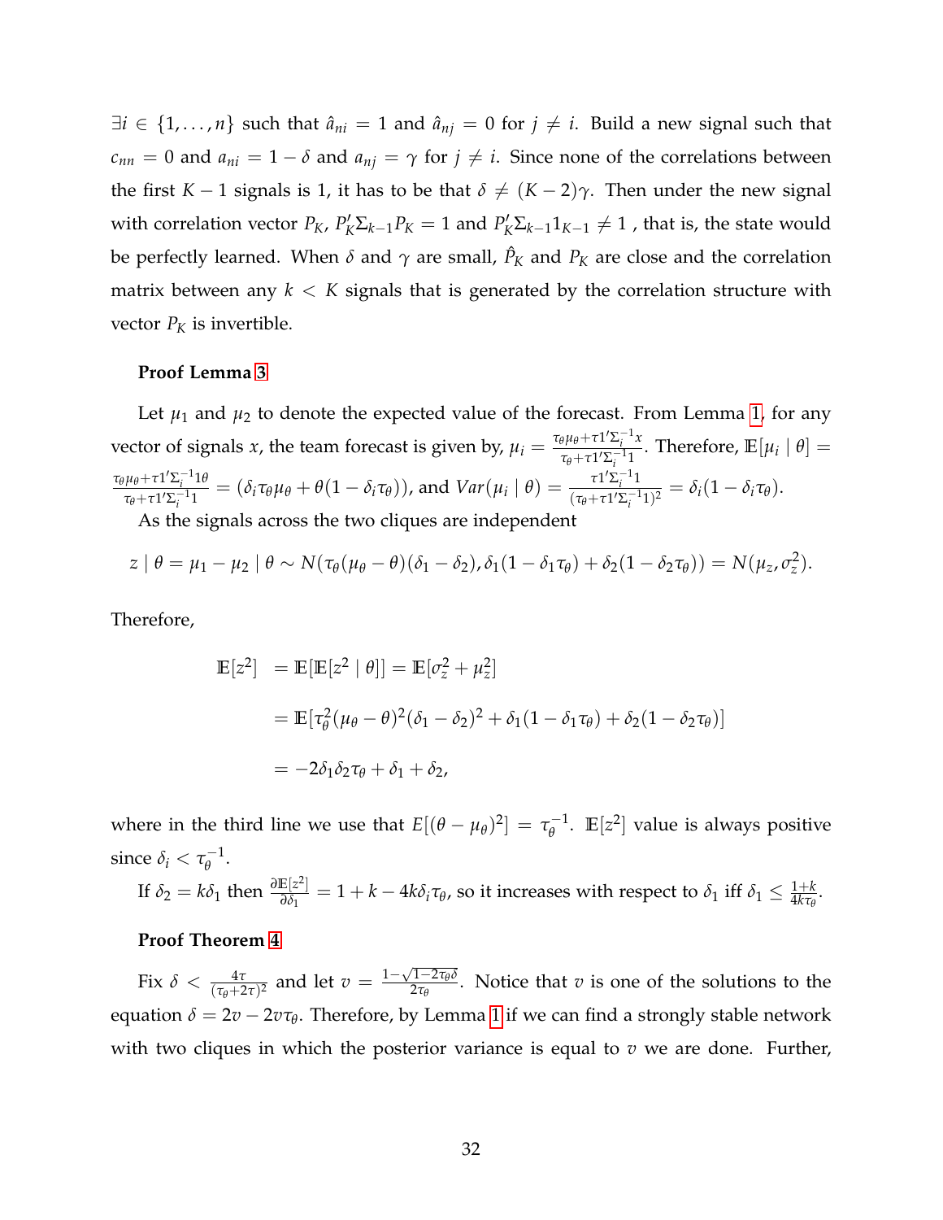$\exists i \in \{1, \ldots, n\}$ such that $\hat{a}_{ni} = 1$ and $\hat{a}_{nj} = 0$ for $j \neq i$. Build a new signal such that $c_{nn} = 0$ and $a_{ni} = 1 - \delta$ and $a_{nj} = \gamma$ for $j \neq i$. Since none of the correlations between the first $K-1$ signals is 1, it has to be that $\delta \neq (K-2)\gamma$. Then under the new signal with correlation vector $P_K$, $P_K' \Sigma_{k-1} P_K = 1$ and $P_K' \Sigma_{k-1} 1_{K-1} \neq 1$ , that is, the state would be perfectly learned. When $\delta$ and $\gamma$ are small, $\hat{P}_K$ and $P_K$ are close and the correlation matrix between any $k < K$ signals that is generated by the correlation structure with vector $P_K$ is invertible.

**Proof Lemma 3**

Let $\mu_1$ and $\mu_2$ to denote the expected value of the forecast. From Lemma 1, for any vector of signals $x$, the team forecast is given by, $\mu_i = \frac{\tau_\theta \mu_\theta + \tau 1' \Sigma_i^{-1} x}{\tau_\theta + \tau 1' \Sigma_i^{-1} 1}$. Therefore, $\mathbb{E}[\mu_i \mid \theta] = \frac{\tau_\theta \mu_\theta + \tau 1' \Sigma_i^{-1} 1 \theta}{\tau_\theta + \tau 1' \Sigma_i^{-1} 1} = (\delta_i \tau_\theta \mu_\theta + \theta(1 - \delta_i \tau_\theta))$, and $Var(\mu_i \mid \theta) = \frac{\tau 1' \Sigma_i^{-1} 1}{(\tau_\theta + \tau 1' \Sigma_i^{-1} 1)^2} = \delta_i(1 - \delta_i \tau_\theta)$.

As the signals across the two cliques are independent

$$z \mid \theta = \mu_1 - \mu_2 \mid \theta \sim N(\tau_\theta(\mu_\theta - \theta)(\delta_1 - \delta_2), \delta_1(1 - \delta_1 \tau_\theta) + \delta_2(1 - \delta_2 \tau_\theta)) = N(\mu_z, \sigma_z^2).$$

Therefore,

$$\begin{aligned}
\mathbb{E}[z^2] &= \mathbb{E}[\mathbb{E}[z^2 \mid \theta]] = \mathbb{E}[\sigma_z^2 + \mu_z^2] \\
&= \mathbb{E}[\tau_\theta^2(\mu_\theta - \theta)^2(\delta_1 - \delta_2)^2 + \delta_1(1 - \delta_1 \tau_\theta) + \delta_2(1 - \delta_2 \tau_\theta)] \\
&= -2\delta_1 \delta_2 \tau_\theta + \delta_1 + \delta_2,
\end{aligned}$$

where in the third line we use that $E[(\theta - \mu_\theta)^2] = \tau_\theta^{-1}$. $\mathbb{E}[z^2]$ value is always positive since $\delta_i < \tau_\theta^{-1}$.

If $\delta_2 = k\delta_1$ then $\frac{\partial \mathbb{E}[z^2]}{\partial \delta_1} = 1 + k - 4k\delta_i \tau_\theta$, so it increases with respect to $\delta_1$ iff $\delta_1 \leq \frac{1+k}{4k\tau_\theta}$.

**Proof Theorem 4**

Fix $\delta < \frac{4\tau}{(\tau_\theta + 2\tau)^2}$ and let $v = \frac{1 - \sqrt{1 - 2\tau_\theta \delta}}{2\tau_\theta}$. Notice that $v$ is one of the solutions to the equation $\delta = 2v - 2v\tau_\theta$. Therefore, by Lemma 1 if we can find a strongly stable network with two cliques in which the posterior variance is equal to $v$ we are done. Further,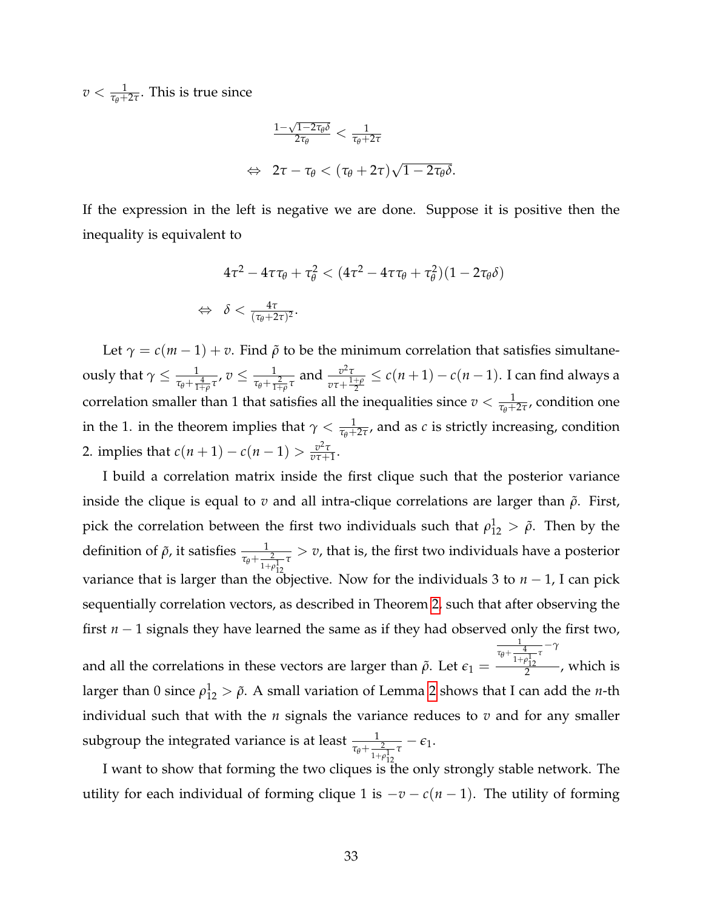$v < \frac{1}{\tau_\theta + 2\tau}$. This is true since

$$\frac{1-\sqrt{1-2\tau_\theta \delta}}{2\tau_\theta} < \frac{1}{\tau_\theta + 2\tau}$$

$$\Leftrightarrow \quad 2\tau - \tau_\theta < (\tau_\theta + 2\tau)\sqrt{1-2\tau_\theta \delta}.$$

If the expression in the left is negative we are done. Suppose it is positive then the inequality is equivalent to

$$4\tau^2 - 4\tau\tau_\theta + \tau_\theta^2 < (4\tau^2 - 4\tau\tau_\theta + \tau_\theta^2)(1 - 2\tau_\theta \delta)$$

$$\Leftrightarrow \quad \delta < \frac{4\tau}{(\tau_\theta + 2\tau)^2}.$$

Let $\gamma = c(m-1) + v$. Find $\tilde{\rho}$ to be the minimum correlation that satisfies simultaneously that $\gamma \leq \frac{1}{\tau_\theta + \frac{4}{1+\rho}\tau}$, $v \leq \frac{1}{\tau_\theta + \frac{2}{1+\rho}\tau}$ and $\frac{v^2\tau}{v\tau + \frac{1+\rho}{2}} \leq c(n+1) - c(n-1)$. I can find always a correlation smaller than 1 that satisfies all the inequalities since $v < \frac{1}{\tau_\theta + 2\tau}$, condition one in the 1. in the theorem implies that $\gamma < \frac{1}{\tau_\theta + 2\tau}$, and as $c$ is strictly increasing, condition 2. implies that $c(n+1) - c(n-1) > \frac{v^2\tau}{v\tau + 1}$.

I build a correlation matrix inside the first clique such that the posterior variance inside the clique is equal to $v$ and all intra-clique correlations are larger than $\tilde{\rho}$. First, pick the correlation between the first two individuals such that $\rho_{12}^1 > \tilde{\rho}$. Then by the definition of $\tilde{\rho}$, it satisfies $\frac{1}{\tau_\theta + \frac{2}{1+\rho_{12}^1}\tau} > v$, that is, the first two individuals have a posterior variance that is larger than the objective. Now for the individuals 3 to $n-1$, I can pick sequentially correlation vectors, as described in Theorem 2, such that after observing the first $n-1$ signals they have learned the same as if they had observed only the first two, and all the correlations in these vectors are larger than $\tilde{\rho}$. Let $\epsilon_1 = \frac{\frac{1}{\tau_\theta + \frac{4}{1+\rho_{12}^1}\tau} - \gamma}{2}$, which is larger than 0 since $\rho_{12}^1 > \tilde{\rho}$. A small variation of Lemma 2 shows that I can add the $n$-th individual such that with the $n$ signals the variance reduces to $v$ and for any smaller subgroup the integrated variance is at least $\frac{1}{\tau_\theta + \frac{2}{1+\rho_{12}^1}\tau} - \epsilon_1$.

I want to show that forming the two cliques is the only strongly stable network. The utility for each individual of forming clique 1 is $-v - c(n-1)$. The utility of forming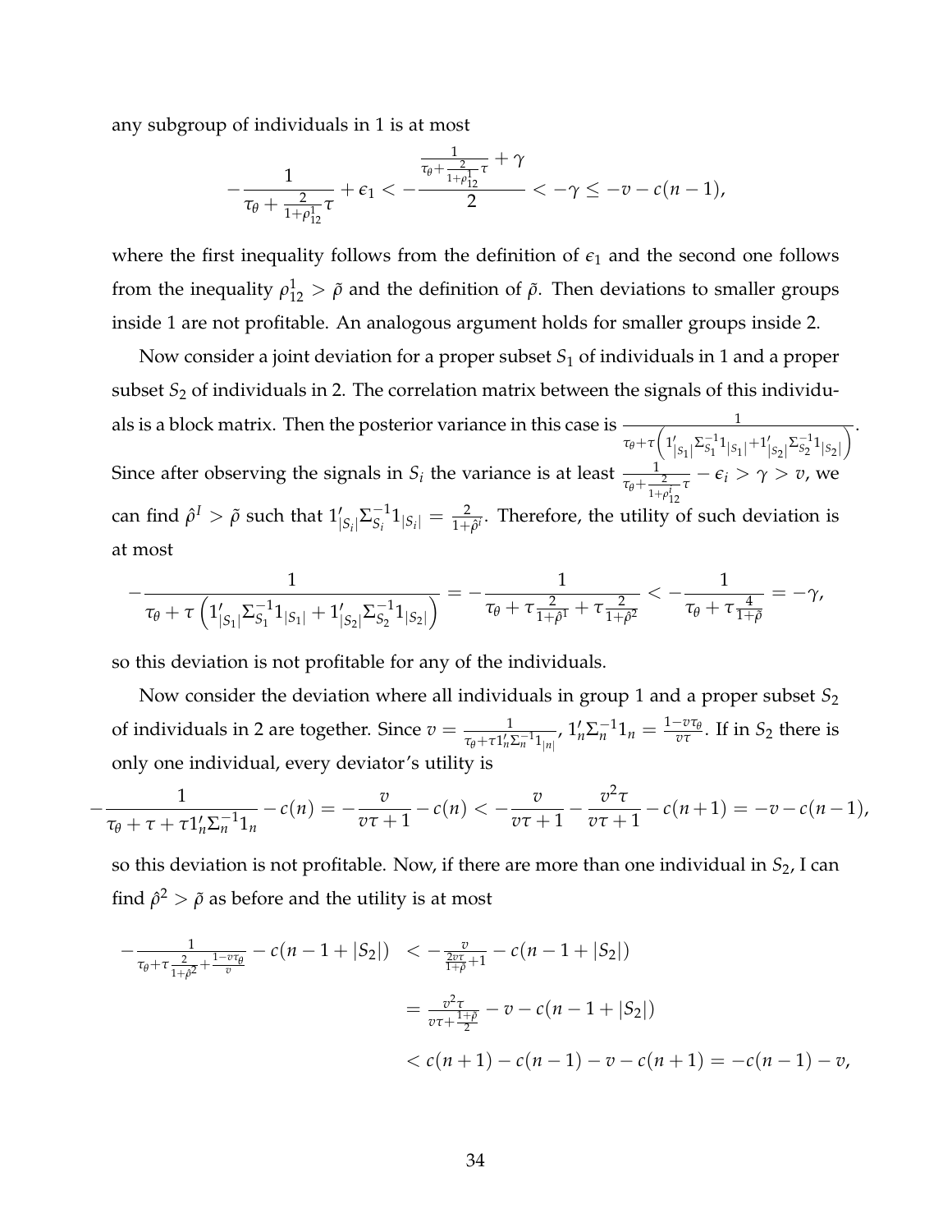any subgroup of individuals in 1 is at most

$$-\frac{1}{\tau_\theta + \frac{2}{1+\rho_{12}^1}\tau} + \epsilon_1 < -\frac{\frac{1}{\tau_\theta + \frac{2}{1+\rho_{12}^1}\tau} + \gamma}{2} < -\gamma \leq -v - c(n-1),$$

where the first inequality follows from the definition of $\epsilon_1$ and the second one follows from the inequality $\rho_{12}^1 > \tilde{\rho}$ and the definition of $\tilde{\rho}$. Then deviations to smaller groups inside 1 are not profitable. An analogous argument holds for smaller groups inside 2.

Now consider a joint deviation for a proper subset $S_1$ of individuals in 1 and a proper subset $S_2$ of individuals in 2. The correlation matrix between the signals of this individuals is a block matrix. Then the posterior variance in this case is $\frac{1}{\tau_\theta + \tau\left(1'_{|S_1|}\Sigma_{S_1}^{-1}1_{|S_1|} + 1'_{|S_2|}\Sigma_{S_2}^{-1}1_{|S_2|}\right)}$. Since after observing the signals in $S_i$ the variance is at least $\frac{1}{\tau_\theta + \frac{2}{1+\rho_{12}^i}\tau} - \epsilon_i > \gamma > v$, we can find $\hat{\rho}^I > \tilde{\rho}$ such that $1'_{|S_i|}\Sigma_{S_i}^{-1}1_{|S_i|} = \frac{2}{1+\hat{\rho}^i}$. Therefore, the utility of such deviation is at most

$$-\frac{1}{\tau_\theta + \tau\left(1'_{|S_1|}\Sigma_{S_1}^{-1}1_{|S_1|} + 1'_{|S_2|}\Sigma_{S_2}^{-1}1_{|S_2|}\right)} = -\frac{1}{\tau_\theta + \tau\frac{2}{1+\hat{\rho}^1} + \tau\frac{2}{1+\hat{\rho}^2}} < -\frac{1}{\tau_\theta + \tau\frac{4}{1+\tilde{\rho}}} = -\gamma,$$

so this deviation is not profitable for any of the individuals.

Now consider the deviation where all individuals in group 1 and a proper subset $S_2$ of individuals in 2 are together. Since $v = \frac{1}{\tau_\theta + \tau 1'_n \Sigma_n^{-1} 1_{|n|}}$, $1'_n\Sigma_n^{-1}1_n = \frac{1-v\tau_\theta}{v\tau}$. If in $S_2$ there is only one individual, every deviator's utility is

$$-\frac{1}{\tau_\theta + \tau + \tau 1'_n\Sigma_n^{-1}1_n} - c(n) = -\frac{v}{v\tau+1} - c(n) < -\frac{v}{v\tau+1} - \frac{v^2\tau}{v\tau+1} - c(n+1) = -v - c(n-1),$$

so this deviation is not profitable. Now, if there are more than one individual in $S_2$, I can find $\hat{\rho}^2 > \tilde{\rho}$ as before and the utility is at most

$$\begin{aligned}
-\frac{1}{\tau_\theta + \tau\frac{2}{1+\hat{\rho}^2} + \frac{1-v\tau_\theta}{v}} - c(n-1+|S_2|) &< -\frac{v}{\frac{2v\tau}{1+\tilde{\rho}}+1} - c(n-1+|S_2|) \\
&= \frac{v^2\tau}{v\tau + \frac{1+\tilde{\rho}}{2}} - v - c(n-1+|S_2|) \\
&< c(n+1) - c(n-1) - v - c(n+1) = -c(n-1) - v,
\end{aligned}$$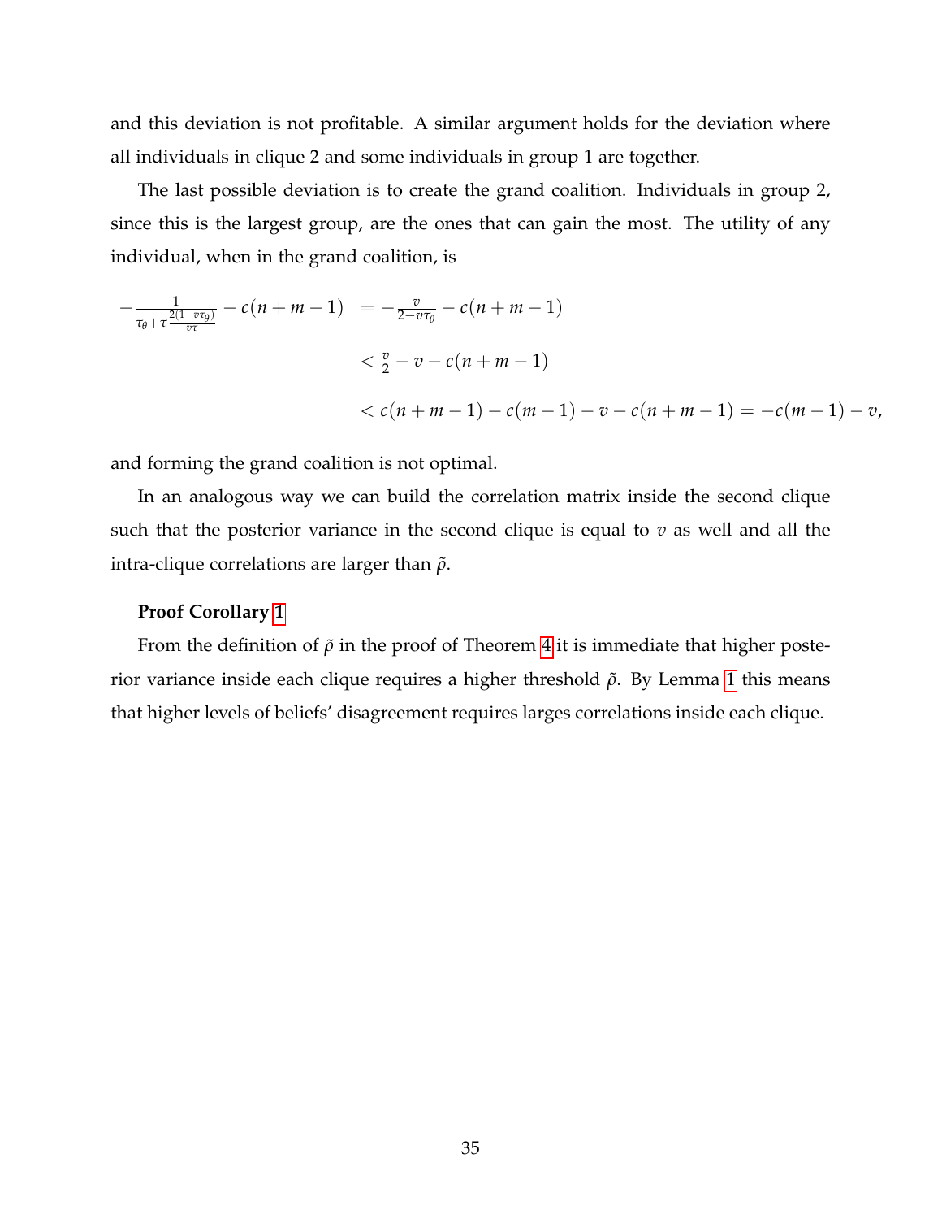and this deviation is not profitable. A similar argument holds for the deviation where all individuals in clique 2 and some individuals in group 1 are together.

The last possible deviation is to create the grand coalition. Individuals in group 2, since this is the largest group, are the ones that can gain the most. The utility of any individual, when in the grand coalition, is

$$
\begin{aligned}
-\frac{1}{\tau_\theta + \tau \frac{2(1-v\tau_\theta)}{v\tau}} - c(n+m-1) &= -\frac{v}{2-v\tau_\theta} - c(n+m-1) \\
&< \frac{v}{2} - v - c(n+m-1) \\
&< c(n+m-1) - c(m-1) - v - c(n+m-1) = -c(m-1) - v,
\end{aligned}
$$

and forming the grand coalition is not optimal.

In an analogous way we can build the correlation matrix inside the second clique such that the posterior variance in the second clique is equal to $v$ as well and all the intra-clique correlations are larger than $\tilde{\rho}$.

**Proof Corollary 1**

From the definition of $\tilde{\rho}$ in the proof of Theorem 4 it is immediate that higher posterior variance inside each clique requires a higher threshold $\tilde{\rho}$. By Lemma 1 this means that higher levels of beliefs' disagreement requires larges correlations inside each clique.